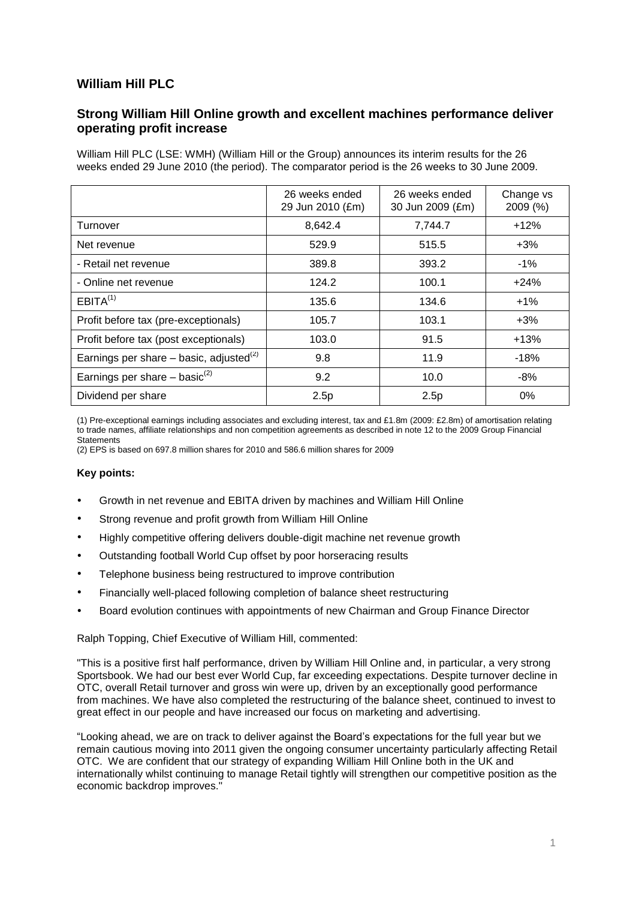# William Hill PLC

## Strong William Hill Online growth and excellent machines performance deliver operating profit increase

William Hill PLC (LSE: WMH) (William Hill or the Group) announces its interim results for the 26 weeks ended 29 June 2010 (the period). The comparator period is the 26 weeks to 30 June 2009.

| | 26 weeks ended 29 Jun 2010 (£m) | 26 weeks ended 30 Jun 2009 (£m) | Change vs 2009 (%) |
|---|---|---|---|
| Turnover | 8,642.4 | 7,744.7 | +12% |
| Net revenue | 529.9 | 515.5 | +3% |
| - Retail net revenue | 389.8 | 393.2 | -1% |
| - Online net revenue | 124.2 | 100.1 | +24% |
| EBITA[(1)] | 135.6 | 134.6 | +1% |
| Profit before tax (pre-exceptionals) | 105.7 | 103.1 | +3% |
| Profit before tax (post exceptionals) | 103.0 | 91.5 | +13% |
| Earnings per share – basic, adjusted[(2)] | 9.8 | 11.9 | -18% |
| Earnings per share – basic[(2)] | 9.2 | 10.0 | -8% |
| Dividend per share | 2.5p | 2.5p | 0% |

(1) Pre-exceptional earnings including associates and excluding interest, tax and £1.8m (2009: £2.8m) of amortisation relating to trade names, affiliate relationships and non competition agreements as described in note 12 to the 2009 Group Financial Statements

(2) EPS is based on 697.8 million shares for 2010 and 586.6 million shares for 2009

**Key points:**

- Growth in net revenue and EBITA driven by machines and William Hill Online
- Strong revenue and profit growth from William Hill Online
- Highly competitive offering delivers double-digit machine net revenue growth
- Outstanding football World Cup offset by poor horseracing results
- Telephone business being restructured to improve contribution
- Financially well-placed following completion of balance sheet restructuring
- Board evolution continues with appointments of new Chairman and Group Finance Director

Ralph Topping, Chief Executive of William Hill, commented:

"This is a positive first half performance, driven by William Hill Online and, in particular, a very strong Sportsbook. We had our best ever World Cup, far exceeding expectations. Despite turnover decline in OTC, overall Retail turnover and gross win were up, driven by an exceptionally good performance from machines. We have also completed the restructuring of the balance sheet, continued to invest to great effect in our people and have increased our focus on marketing and advertising.

"Looking ahead, we are on track to deliver against the Board's expectations for the full year but we remain cautious moving into 2011 given the ongoing consumer uncertainty particularly affecting Retail OTC. We are confident that our strategy of expanding William Hill Online both in the UK and internationally whilst continuing to manage Retail tightly will strengthen our competitive position as the economic backdrop improves."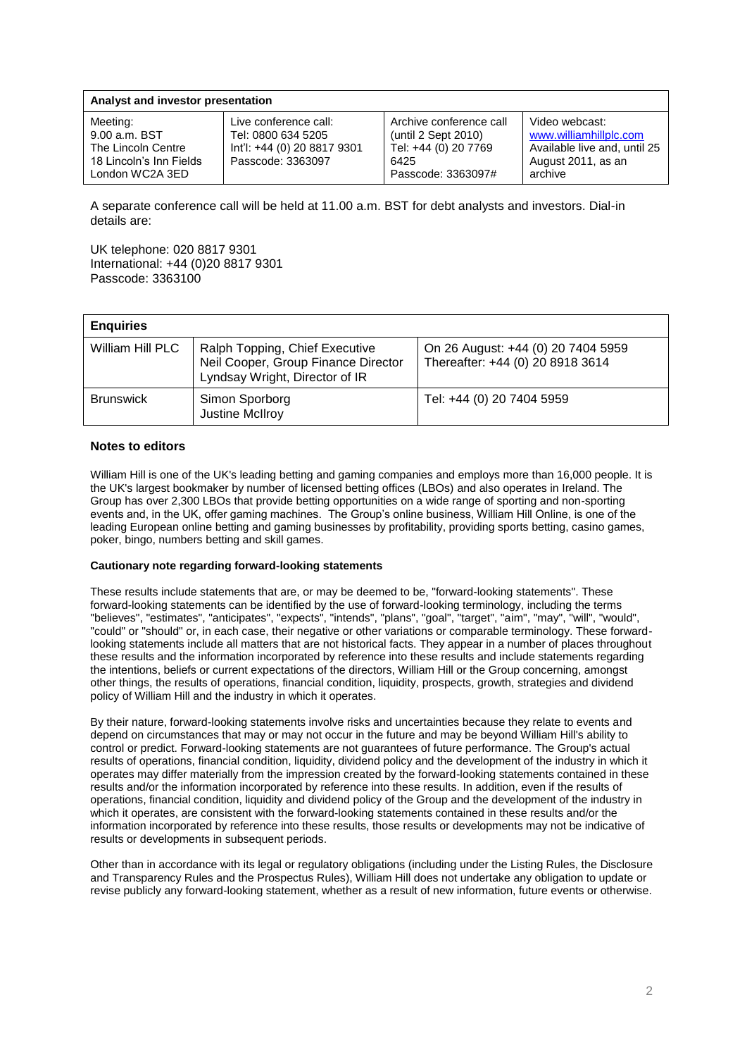| Analyst and investor presentation | | | |
|---|---|---|---|
| Meeting:<br>9.00 a.m. BST<br>The Lincoln Centre<br>18 Lincoln's Inn Fields<br>London WC2A 3ED | Live conference call:<br>Tel: 0800 634 5205<br>Int'l: +44 (0) 20 8817 9301<br>Passcode: 3363097 | Archive conference call<br>(until 2 Sept 2010)<br>Tel: +44 (0) 20 7769 6425<br>Passcode: 3363097# | Video webcast:<br>www.williamhillplc.com<br>Available live and, until 25 August 2011, as an archive |

A separate conference call will be held at 11.00 a.m. BST for debt analysts and investors. Dial-in details are:

UK telephone: 020 8817 9301
International: +44 (0)20 8817 9301
Passcode: 3363100

| Enquiries | | |
|---|---|---|
| William Hill PLC | Ralph Topping, Chief Executive<br>Neil Cooper, Group Finance Director<br>Lyndsay Wright, Director of IR | On 26 August: +44 (0) 20 7404 5959<br>Thereafter: +44 (0) 20 8918 3614 |
| Brunswick | Simon Sporborg<br>Justine McIlroy | Tel: +44 (0) 20 7404 5959 |

## Notes to editors

William Hill is one of the UK's leading betting and gaming companies and employs more than 16,000 people. It is the UK's largest bookmaker by number of licensed betting offices (LBOs) and also operates in Ireland. The Group has over 2,300 LBOs that provide betting opportunities on a wide range of sporting and non-sporting events and, in the UK, offer gaming machines. The Group's online business, William Hill Online, is one of the leading European online betting and gaming businesses by profitability, providing sports betting, casino games, poker, bingo, numbers betting and skill games.

**Cautionary note regarding forward-looking statements**

These results include statements that are, or may be deemed to be, "forward-looking statements". These forward-looking statements can be identified by the use of forward-looking terminology, including the terms "believes", "estimates", "anticipates", "expects", "intends", "plans", "goal", "target", "aim", "may", "will", "would", "could" or "should" or, in each case, their negative or other variations or comparable terminology. These forward-looking statements include all matters that are not historical facts. They appear in a number of places throughout these results and the information incorporated by reference into these results and include statements regarding the intentions, beliefs or current expectations of the directors, William Hill or the Group concerning, amongst other things, the results of operations, financial condition, liquidity, prospects, growth, strategies and dividend policy of William Hill and the industry in which it operates.

By their nature, forward-looking statements involve risks and uncertainties because they relate to events and depend on circumstances that may or may not occur in the future and may be beyond William Hill's ability to control or predict. Forward-looking statements are not guarantees of future performance. The Group's actual results of operations, financial condition, liquidity, dividend policy and the development of the industry in which it operates may differ materially from the impression created by the forward-looking statements contained in these results and/or the information incorporated by reference into these results. In addition, even if the results of operations, financial condition, liquidity and dividend policy of the Group and the development of the industry in which it operates, are consistent with the forward-looking statements contained in these results and/or the information incorporated by reference into these results, those results or developments may not be indicative of results or developments in subsequent periods.

Other than in accordance with its legal or regulatory obligations (including under the Listing Rules, the Disclosure and Transparency Rules and the Prospectus Rules), William Hill does not undertake any obligation to update or revise publicly any forward-looking statement, whether as a result of new information, future events or otherwise.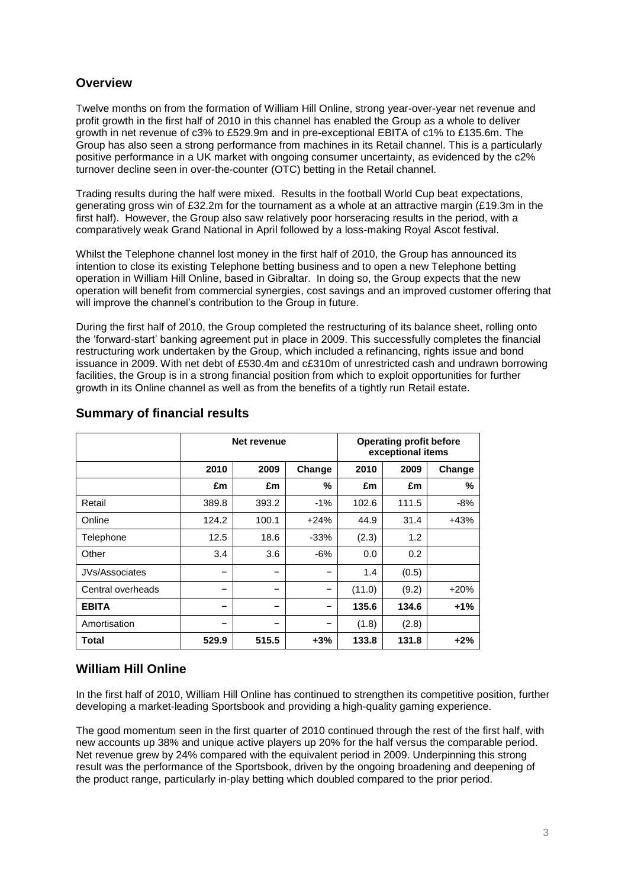## Overview

Twelve months on from the formation of William Hill Online, strong year-over-year net revenue and profit growth in the first half of 2010 in this channel has enabled the Group as a whole to deliver growth in net revenue of c3% to £529.9m and in pre-exceptional EBITA of c1% to £135.6m. The Group has also seen a strong performance from machines in its Retail channel. This is a particularly positive performance in a UK market with ongoing consumer uncertainty, as evidenced by the c2% turnover decline seen in over-the-counter (OTC) betting in the Retail channel.

Trading results during the half were mixed. Results in the football World Cup beat expectations, generating gross win of £32.2m for the tournament as a whole at an attractive margin (£19.3m in the first half). However, the Group also saw relatively poor horseracing results in the period, with a comparatively weak Grand National in April followed by a loss-making Royal Ascot festival.

Whilst the Telephone channel lost money in the first half of 2010, the Group has announced its intention to close its existing Telephone betting business and to open a new Telephone betting operation in William Hill Online, based in Gibraltar. In doing so, the Group expects that the new operation will benefit from commercial synergies, cost savings and an improved customer offering that will improve the channel's contribution to the Group in future.

During the first half of 2010, the Group completed the restructuring of its balance sheet, rolling onto the 'forward-start' banking agreement put in place in 2009. This successfully completes the financial restructuring work undertaken by the Group, which included a refinancing, rights issue and bond issuance in 2009. With net debt of £530.4m and c£310m of unrestricted cash and undrawn borrowing facilities, the Group is in a strong financial position from which to exploit opportunities for further growth in its Online channel as well as from the benefits of a tightly run Retail estate.

## Summary of financial results

| | Net revenue | | | Operating profit before exceptional items | | |
|---|---|---|---|---|---|---|
| | 2010 | 2009 | Change | 2010 | 2009 | Change |
| | £m | £m | % | £m | £m | % |
| Retail | 389.8 | 393.2 | -1% | 102.6 | 111.5 | -8% |
| Online | 124.2 | 100.1 | +24% | 44.9 | 31.4 | +43% |
| Telephone | 12.5 | 18.6 | -33% | (2.3) | 1.2 | |
| Other | 3.4 | 3.6 | -6% | 0.0 | 0.2 | |
| JVs/Associates | – | – | – | 1.4 | (0.5) | |
| Central overheads | – | – | – | (11.0) | (9.2) | +20% |
| **EBITA** | – | – | – | **135.6** | **134.6** | **+1%** |
| Amortisation | – | – | – | (1.8) | (2.8) | |
| **Total** | **529.9** | **515.5** | **+3%** | **133.8** | **131.8** | **+2%** |

## William Hill Online

In the first half of 2010, William Hill Online has continued to strengthen its competitive position, further developing a market-leading Sportsbook and providing a high-quality gaming experience.

The good momentum seen in the first quarter of 2010 continued through the rest of the first half, with new accounts up 38% and unique active players up 20% for the half versus the comparable period. Net revenue grew by 24% compared with the equivalent period in 2009. Underpinning this strong result was the performance of the Sportsbook, driven by the ongoing broadening and deepening of the product range, particularly in-play betting which doubled compared to the prior period.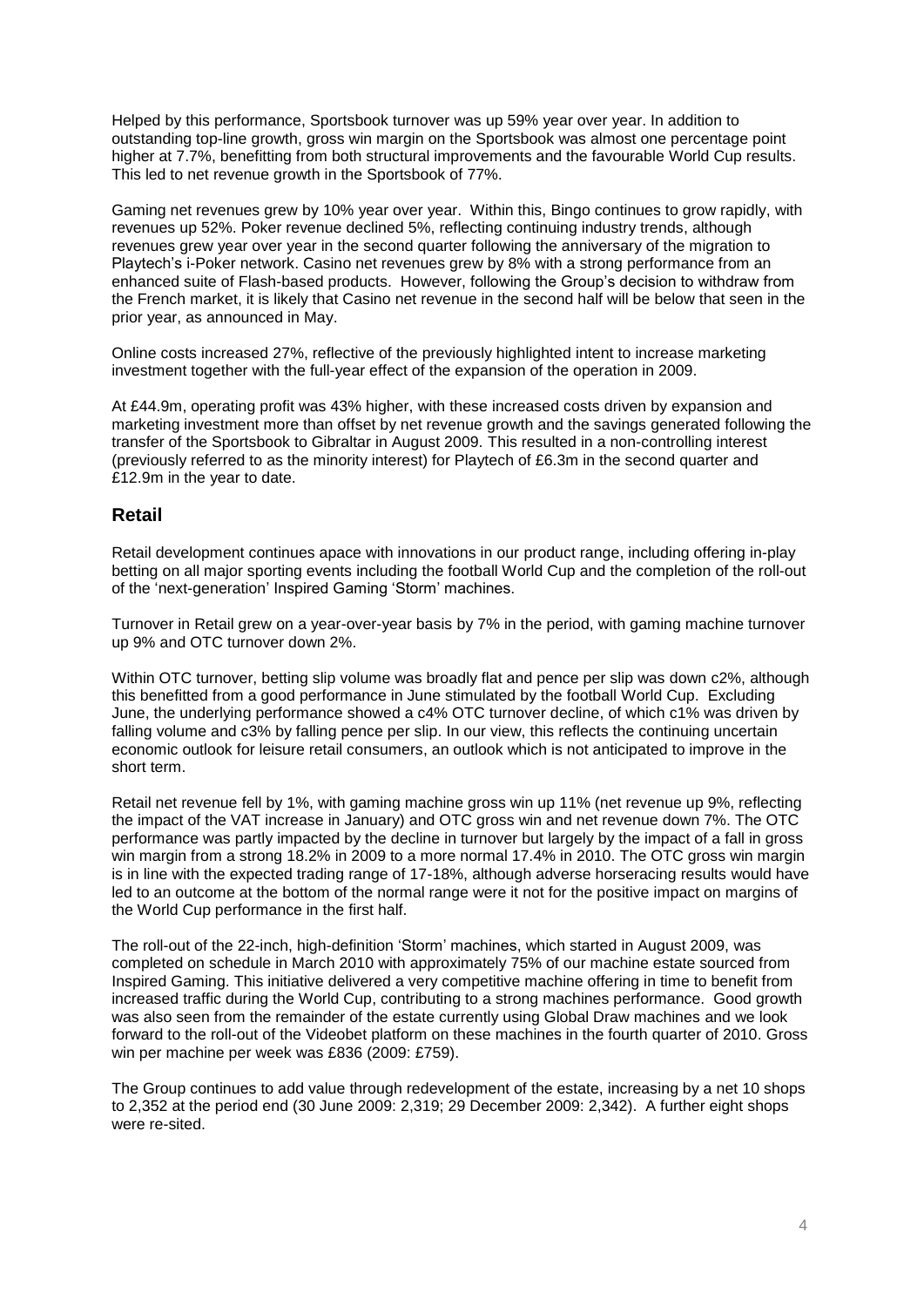Helped by this performance, Sportsbook turnover was up 59% year over year. In addition to outstanding top-line growth, gross win margin on the Sportsbook was almost one percentage point higher at 7.7%, benefitting from both structural improvements and the favourable World Cup results. This led to net revenue growth in the Sportsbook of 77%.

Gaming net revenues grew by 10% year over year. Within this, Bingo continues to grow rapidly, with revenues up 52%. Poker revenue declined 5%, reflecting continuing industry trends, although revenues grew year over year in the second quarter following the anniversary of the migration to Playtech's i-Poker network. Casino net revenues grew by 8% with a strong performance from an enhanced suite of Flash-based products. However, following the Group's decision to withdraw from the French market, it is likely that Casino net revenue in the second half will be below that seen in the prior year, as announced in May.

Online costs increased 27%, reflective of the previously highlighted intent to increase marketing investment together with the full-year effect of the expansion of the operation in 2009.

At £44.9m, operating profit was 43% higher, with these increased costs driven by expansion and marketing investment more than offset by net revenue growth and the savings generated following the transfer of the Sportsbook to Gibraltar in August 2009. This resulted in a non-controlling interest (previously referred to as the minority interest) for Playtech of £6.3m in the second quarter and £12.9m in the year to date.

## Retail

Retail development continues apace with innovations in our product range, including offering in-play betting on all major sporting events including the football World Cup and the completion of the roll-out of the 'next-generation' Inspired Gaming 'Storm' machines.

Turnover in Retail grew on a year-over-year basis by 7% in the period, with gaming machine turnover up 9% and OTC turnover down 2%.

Within OTC turnover, betting slip volume was broadly flat and pence per slip was down c2%, although this benefitted from a good performance in June stimulated by the football World Cup. Excluding June, the underlying performance showed a c4% OTC turnover decline, of which c1% was driven by falling volume and c3% by falling pence per slip. In our view, this reflects the continuing uncertain economic outlook for leisure retail consumers, an outlook which is not anticipated to improve in the short term.

Retail net revenue fell by 1%, with gaming machine gross win up 11% (net revenue up 9%, reflecting the impact of the VAT increase in January) and OTC gross win and net revenue down 7%. The OTC performance was partly impacted by the decline in turnover but largely by the impact of a fall in gross win margin from a strong 18.2% in 2009 to a more normal 17.4% in 2010. The OTC gross win margin is in line with the expected trading range of 17-18%, although adverse horseracing results would have led to an outcome at the bottom of the normal range were it not for the positive impact on margins of the World Cup performance in the first half.

The roll-out of the 22-inch, high-definition 'Storm' machines, which started in August 2009, was completed on schedule in March 2010 with approximately 75% of our machine estate sourced from Inspired Gaming. This initiative delivered a very competitive machine offering in time to benefit from increased traffic during the World Cup, contributing to a strong machines performance. Good growth was also seen from the remainder of the estate currently using Global Draw machines and we look forward to the roll-out of the Videobet platform on these machines in the fourth quarter of 2010. Gross win per machine per week was £836 (2009: £759).

The Group continues to add value through redevelopment of the estate, increasing by a net 10 shops to 2,352 at the period end (30 June 2009: 2,319; 29 December 2009: 2,342). A further eight shops were re-sited.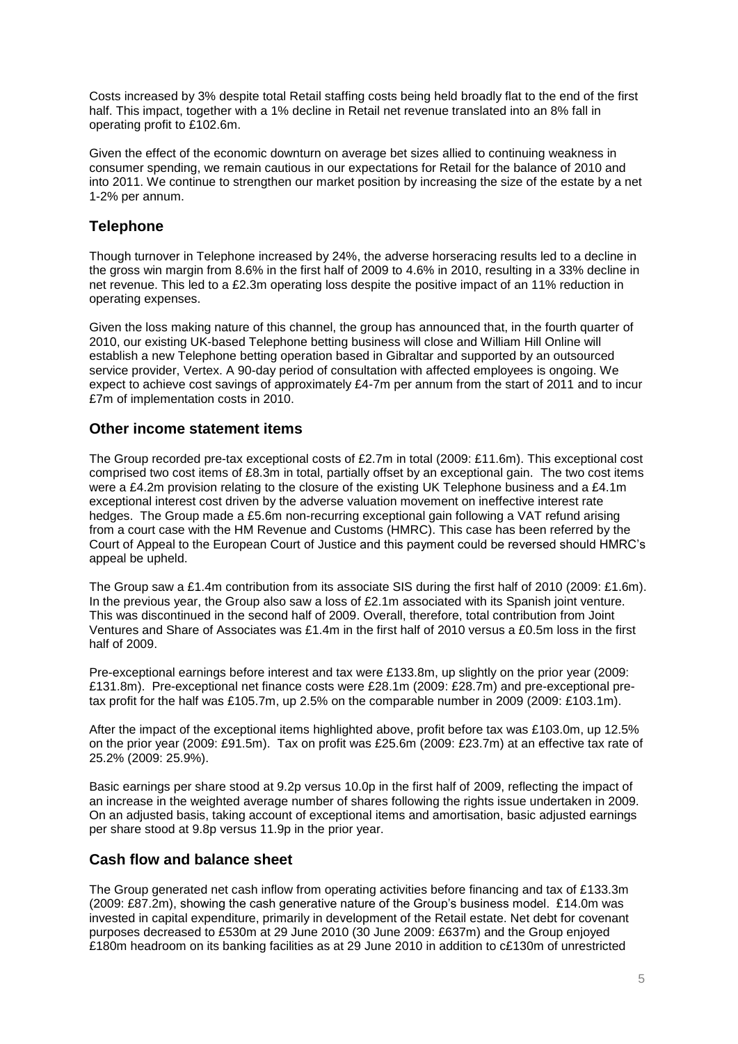Costs increased by 3% despite total Retail staffing costs being held broadly flat to the end of the first half. This impact, together with a 1% decline in Retail net revenue translated into an 8% fall in operating profit to £102.6m.

Given the effect of the economic downturn on average bet sizes allied to continuing weakness in consumer spending, we remain cautious in our expectations for Retail for the balance of 2010 and into 2011. We continue to strengthen our market position by increasing the size of the estate by a net 1-2% per annum.

## Telephone

Though turnover in Telephone increased by 24%, the adverse horseracing results led to a decline in the gross win margin from 8.6% in the first half of 2009 to 4.6% in 2010, resulting in a 33% decline in net revenue. This led to a £2.3m operating loss despite the positive impact of an 11% reduction in operating expenses.

Given the loss making nature of this channel, the group has announced that, in the fourth quarter of 2010, our existing UK-based Telephone betting business will close and William Hill Online will establish a new Telephone betting operation based in Gibraltar and supported by an outsourced service provider, Vertex. A 90-day period of consultation with affected employees is ongoing. We expect to achieve cost savings of approximately £4-7m per annum from the start of 2011 and to incur £7m of implementation costs in 2010.

## Other income statement items

The Group recorded pre-tax exceptional costs of £2.7m in total (2009: £11.6m). This exceptional cost comprised two cost items of £8.3m in total, partially offset by an exceptional gain. The two cost items were a £4.2m provision relating to the closure of the existing UK Telephone business and a £4.1m exceptional interest cost driven by the adverse valuation movement on ineffective interest rate hedges. The Group made a £5.6m non-recurring exceptional gain following a VAT refund arising from a court case with the HM Revenue and Customs (HMRC). This case has been referred by the Court of Appeal to the European Court of Justice and this payment could be reversed should HMRC's appeal be upheld.

The Group saw a £1.4m contribution from its associate SIS during the first half of 2010 (2009: £1.6m). In the previous year, the Group also saw a loss of £2.1m associated with its Spanish joint venture. This was discontinued in the second half of 2009. Overall, therefore, total contribution from Joint Ventures and Share of Associates was £1.4m in the first half of 2010 versus a £0.5m loss in the first half of 2009.

Pre-exceptional earnings before interest and tax were £133.8m, up slightly on the prior year (2009: £131.8m). Pre-exceptional net finance costs were £28.1m (2009: £28.7m) and pre-exceptional pre-tax profit for the half was £105.7m, up 2.5% on the comparable number in 2009 (2009: £103.1m).

After the impact of the exceptional items highlighted above, profit before tax was £103.0m, up 12.5% on the prior year (2009: £91.5m). Tax on profit was £25.6m (2009: £23.7m) at an effective tax rate of 25.2% (2009: 25.9%).

Basic earnings per share stood at 9.2p versus 10.0p in the first half of 2009, reflecting the impact of an increase in the weighted average number of shares following the rights issue undertaken in 2009. On an adjusted basis, taking account of exceptional items and amortisation, basic adjusted earnings per share stood at 9.8p versus 11.9p in the prior year.

## Cash flow and balance sheet

The Group generated net cash inflow from operating activities before financing and tax of £133.3m (2009: £87.2m), showing the cash generative nature of the Group's business model. £14.0m was invested in capital expenditure, primarily in development of the Retail estate. Net debt for covenant purposes decreased to £530m at 29 June 2010 (30 June 2009: £637m) and the Group enjoyed £180m headroom on its banking facilities as at 29 June 2010 in addition to c£130m of unrestricted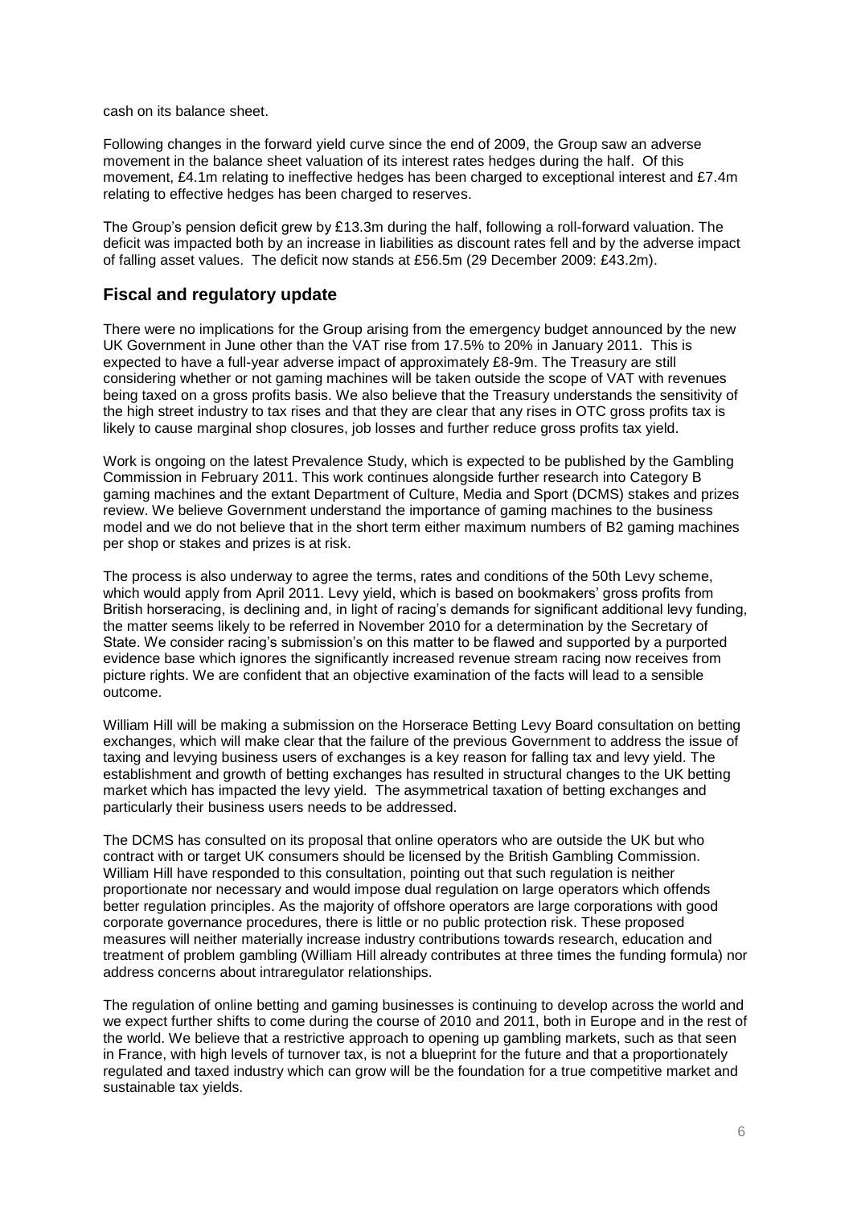cash on its balance sheet.

Following changes in the forward yield curve since the end of 2009, the Group saw an adverse movement in the balance sheet valuation of its interest rates hedges during the half. Of this movement, £4.1m relating to ineffective hedges has been charged to exceptional interest and £7.4m relating to effective hedges has been charged to reserves.

The Group's pension deficit grew by £13.3m during the half, following a roll-forward valuation. The deficit was impacted both by an increase in liabilities as discount rates fell and by the adverse impact of falling asset values. The deficit now stands at £56.5m (29 December 2009: £43.2m).

## Fiscal and regulatory update

There were no implications for the Group arising from the emergency budget announced by the new UK Government in June other than the VAT rise from 17.5% to 20% in January 2011. This is expected to have a full-year adverse impact of approximately £8-9m. The Treasury are still considering whether or not gaming machines will be taken outside the scope of VAT with revenues being taxed on a gross profits basis. We also believe that the Treasury understands the sensitivity of the high street industry to tax rises and that they are clear that any rises in OTC gross profits tax is likely to cause marginal shop closures, job losses and further reduce gross profits tax yield.

Work is ongoing on the latest Prevalence Study, which is expected to be published by the Gambling Commission in February 2011. This work continues alongside further research into Category B gaming machines and the extant Department of Culture, Media and Sport (DCMS) stakes and prizes review. We believe Government understand the importance of gaming machines to the business model and we do not believe that in the short term either maximum numbers of B2 gaming machines per shop or stakes and prizes is at risk.

The process is also underway to agree the terms, rates and conditions of the 50th Levy scheme, which would apply from April 2011. Levy yield, which is based on bookmakers' gross profits from British horseracing, is declining and, in light of racing's demands for significant additional levy funding, the matter seems likely to be referred in November 2010 for a determination by the Secretary of State. We consider racing's submission's on this matter to be flawed and supported by a purported evidence base which ignores the significantly increased revenue stream racing now receives from picture rights. We are confident that an objective examination of the facts will lead to a sensible outcome.

William Hill will be making a submission on the Horserace Betting Levy Board consultation on betting exchanges, which will make clear that the failure of the previous Government to address the issue of taxing and levying business users of exchanges is a key reason for falling tax and levy yield. The establishment and growth of betting exchanges has resulted in structural changes to the UK betting market which has impacted the levy yield. The asymmetrical taxation of betting exchanges and particularly their business users needs to be addressed.

The DCMS has consulted on its proposal that online operators who are outside the UK but who contract with or target UK consumers should be licensed by the British Gambling Commission. William Hill have responded to this consultation, pointing out that such regulation is neither proportionate nor necessary and would impose dual regulation on large operators which offends better regulation principles. As the majority of offshore operators are large corporations with good corporate governance procedures, there is little or no public protection risk. These proposed measures will neither materially increase industry contributions towards research, education and treatment of problem gambling (William Hill already contributes at three times the funding formula) nor address concerns about intraregulator relationships.

The regulation of online betting and gaming businesses is continuing to develop across the world and we expect further shifts to come during the course of 2010 and 2011, both in Europe and in the rest of the world. We believe that a restrictive approach to opening up gambling markets, such as that seen in France, with high levels of turnover tax, is not a blueprint for the future and that a proportionately regulated and taxed industry which can grow will be the foundation for a true competitive market and sustainable tax yields.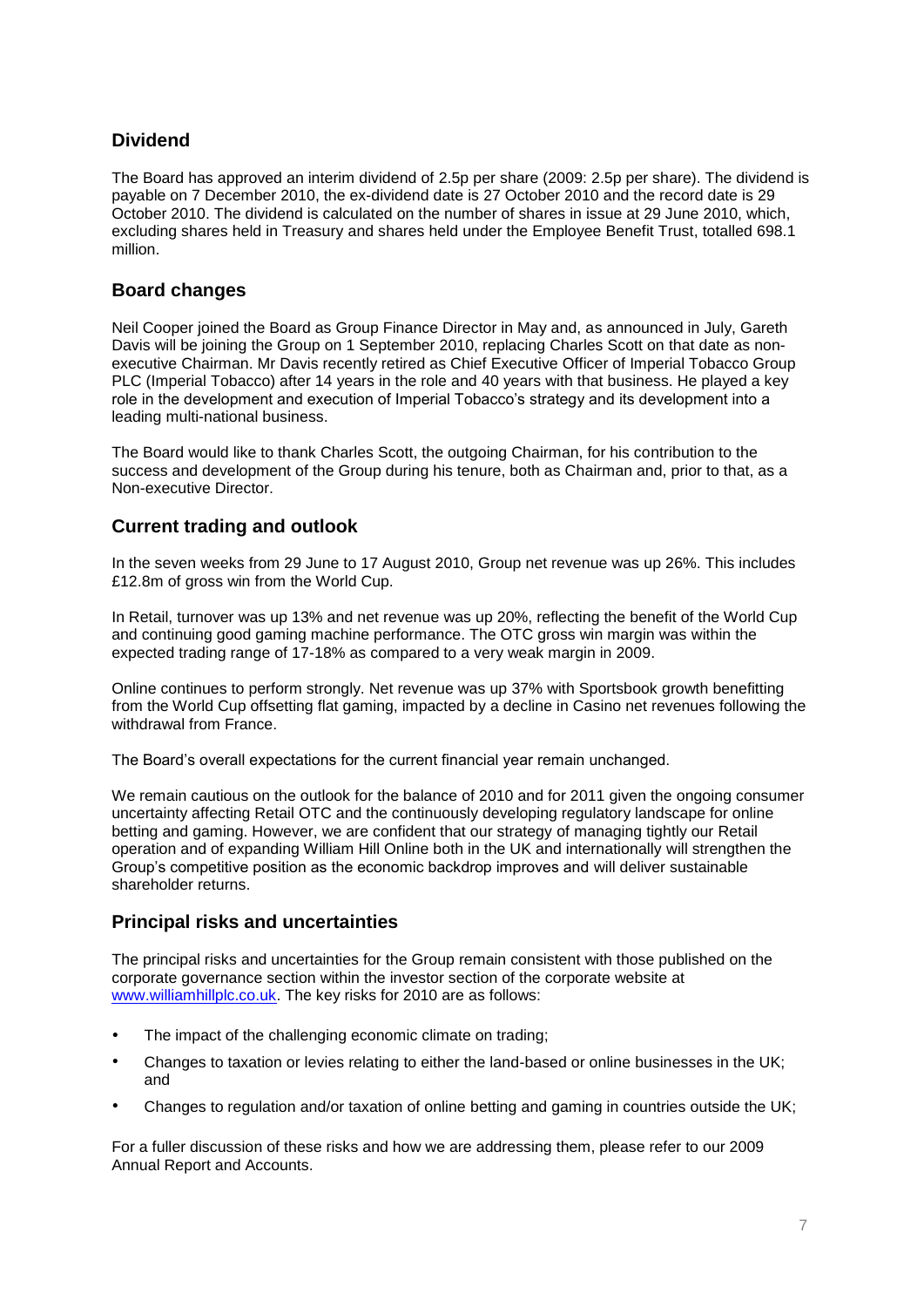## Dividend

The Board has approved an interim dividend of 2.5p per share (2009: 2.5p per share). The dividend is payable on 7 December 2010, the ex-dividend date is 27 October 2010 and the record date is 29 October 2010. The dividend is calculated on the number of shares in issue at 29 June 2010, which, excluding shares held in Treasury and shares held under the Employee Benefit Trust, totalled 698.1 million.

## Board changes

Neil Cooper joined the Board as Group Finance Director in May and, as announced in July, Gareth Davis will be joining the Group on 1 September 2010, replacing Charles Scott on that date as non-executive Chairman. Mr Davis recently retired as Chief Executive Officer of Imperial Tobacco Group PLC (Imperial Tobacco) after 14 years in the role and 40 years with that business. He played a key role in the development and execution of Imperial Tobacco's strategy and its development into a leading multi-national business.

The Board would like to thank Charles Scott, the outgoing Chairman, for his contribution to the success and development of the Group during his tenure, both as Chairman and, prior to that, as a Non-executive Director.

## Current trading and outlook

In the seven weeks from 29 June to 17 August 2010, Group net revenue was up 26%. This includes £12.8m of gross win from the World Cup.

In Retail, turnover was up 13% and net revenue was up 20%, reflecting the benefit of the World Cup and continuing good gaming machine performance. The OTC gross win margin was within the expected trading range of 17-18% as compared to a very weak margin in 2009.

Online continues to perform strongly. Net revenue was up 37% with Sportsbook growth benefitting from the World Cup offsetting flat gaming, impacted by a decline in Casino net revenues following the withdrawal from France.

The Board's overall expectations for the current financial year remain unchanged.

We remain cautious on the outlook for the balance of 2010 and for 2011 given the ongoing consumer uncertainty affecting Retail OTC and the continuously developing regulatory landscape for online betting and gaming. However, we are confident that our strategy of managing tightly our Retail operation and of expanding William Hill Online both in the UK and internationally will strengthen the Group's competitive position as the economic backdrop improves and will deliver sustainable shareholder returns.

## Principal risks and uncertainties

The principal risks and uncertainties for the Group remain consistent with those published on the corporate governance section within the investor section of the corporate website at www.williamhillplc.co.uk. The key risks for 2010 are as follows:

- The impact of the challenging economic climate on trading;
- Changes to taxation or levies relating to either the land-based or online businesses in the UK; and
- Changes to regulation and/or taxation of online betting and gaming in countries outside the UK;

For a fuller discussion of these risks and how we are addressing them, please refer to our 2009 Annual Report and Accounts.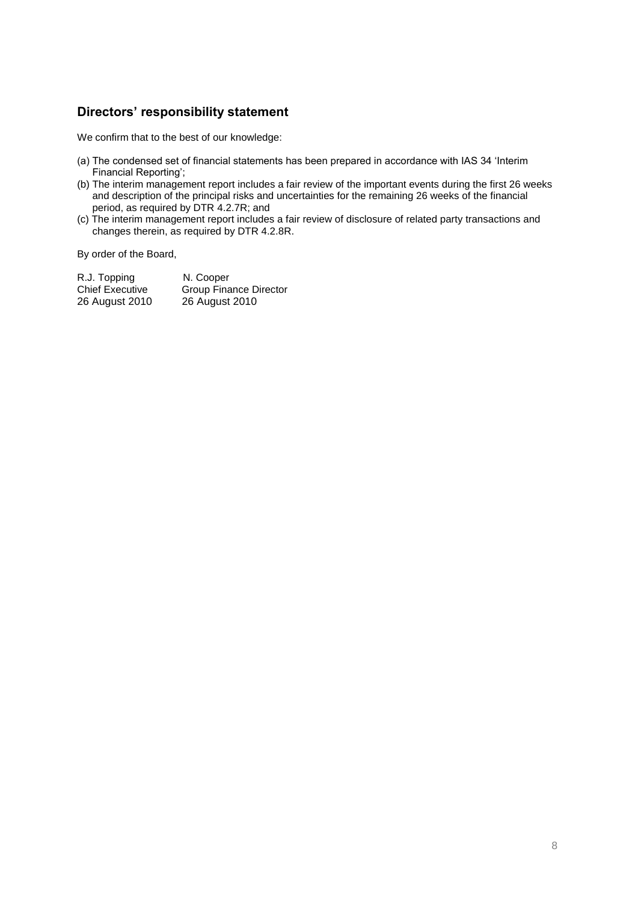## Directors' responsibility statement

We confirm that to the best of our knowledge:

(a) The condensed set of financial statements has been prepared in accordance with IAS 34 'Interim Financial Reporting';

(b) The interim management report includes a fair review of the important events during the first 26 weeks and description of the principal risks and uncertainties for the remaining 26 weeks of the financial period, as required by DTR 4.2.7R; and

(c) The interim management report includes a fair review of disclosure of related party transactions and changes therein, as required by DTR 4.2.8R.

By order of the Board,

| | |
|---|---|
| R.J. Topping | N. Cooper |
| Chief Executive | Group Finance Director |
| 26 August 2010 | 26 August 2010 |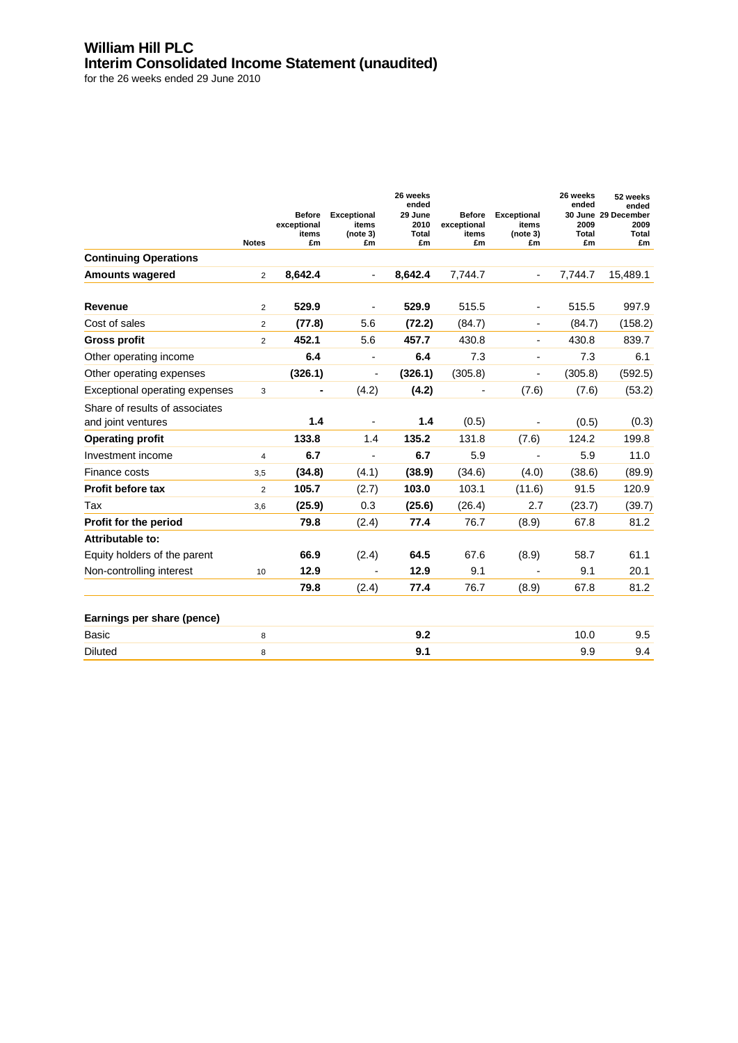# William Hill PLC

## Interim Consolidated Income Statement (unaudited)

for the 26 weeks ended 29 June 2010

| | Notes | Before exceptional items £m | Exceptional items (note 3) £m | 26 weeks ended 29 June 2010 Total £m | Before exceptional items £m | Exceptional items (note 3) £m | 26 weeks ended 30 June 2009 Total £m | 52 weeks ended 29 December 2009 Total £m |
|---|---|---|---|---|---|---|---|---|
| **Continuing Operations** | | | | | | | | |
| **Amounts wagered** | 2 | **8,642.4** | - | **8,642.4** | 7,744.7 | - | 7,744.7 | 15,489.1 |
| **Revenue** | 2 | **529.9** | - | **529.9** | 515.5 | - | 515.5 | 997.9 |
| Cost of sales | 2 | **(77.8)** | 5.6 | **(72.2)** | (84.7) | - | (84.7) | (158.2) |
| **Gross profit** | 2 | **452.1** | 5.6 | **457.7** | 430.8 | - | 430.8 | 839.7 |
| Other operating income | | **6.4** | - | **6.4** | 7.3 | - | 7.3 | 6.1 |
| Other operating expenses | | **(326.1)** | - | **(326.1)** | (305.8) | - | (305.8) | (592.5) |
| Exceptional operating expenses | 3 | **-** | (4.2) | **(4.2)** | - | (7.6) | (7.6) | (53.2) |
| Share of results of associates and joint ventures | | **1.4** | - | **1.4** | (0.5) | - | (0.5) | (0.3) |
| **Operating profit** | | **133.8** | 1.4 | **135.2** | 131.8 | (7.6) | 124.2 | 199.8 |
| Investment income | 4 | **6.7** | - | **6.7** | 5.9 | - | 5.9 | 11.0 |
| Finance costs | 3,5 | **(34.8)** | (4.1) | **(38.9)** | (34.6) | (4.0) | (38.6) | (89.9) |
| **Profit before tax** | 2 | **105.7** | (2.7) | **103.0** | 103.1 | (11.6) | 91.5 | 120.9 |
| Tax | 3,6 | **(25.9)** | 0.3 | **(25.6)** | (26.4) | 2.7 | (23.7) | (39.7) |
| **Profit for the period** | | **79.8** | (2.4) | **77.4** | 76.7 | (8.9) | 67.8 | 81.2 |
| **Attributable to:** | | | | | | | | |
| Equity holders of the parent | | **66.9** | (2.4) | **64.5** | 67.6 | (8.9) | 58.7 | 61.1 |
| Non-controlling interest | 10 | **12.9** | - | **12.9** | 9.1 | - | 9.1 | 20.1 |
| | | **79.8** | (2.4) | **77.4** | 76.7 | (8.9) | 67.8 | 81.2 |
| **Earnings per share (pence)** | | | | | | | | |
| Basic | 8 | | | **9.2** | | | 10.0 | 9.5 |
| Diluted | 8 | | | **9.1** | | | 9.9 | 9.4 |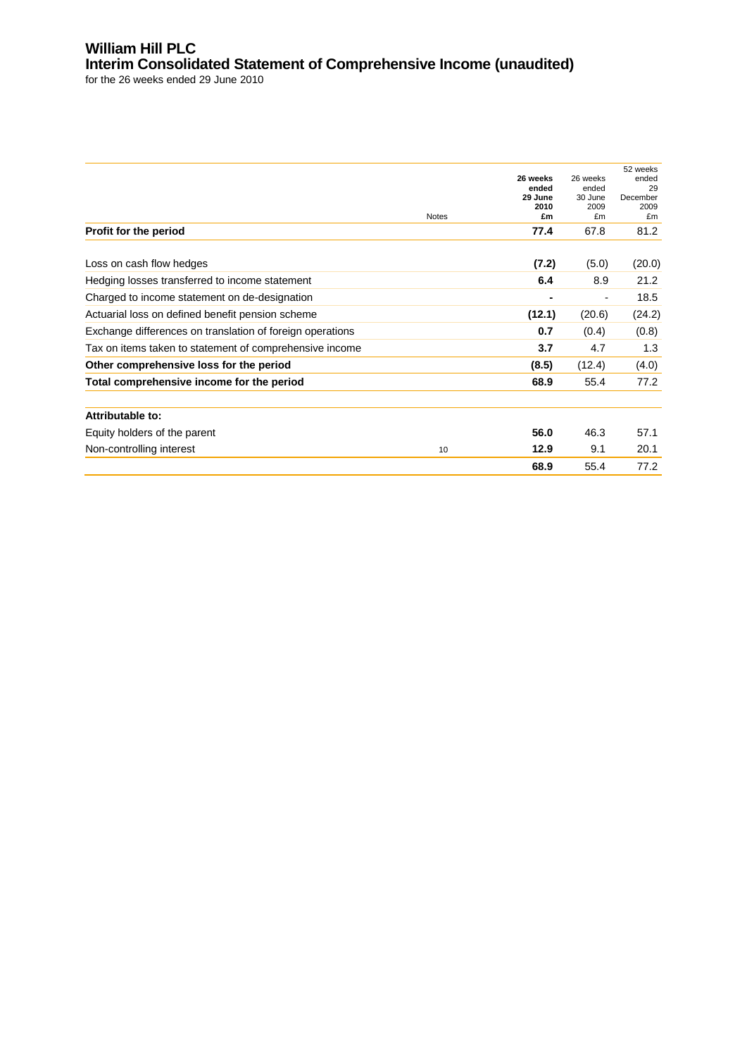# William Hill PLC

## Interim Consolidated Statement of Comprehensive Income (unaudited)

for the 26 weeks ended 29 June 2010

| | Notes | **26 weeks ended 29 June 2010 £m** | 26 weeks ended 30 June 2009 £m | 52 weeks ended 29 December 2009 £m |
|---|---|---|---|---|
| **Profit for the period** | | **77.4** | 67.8 | 81.2 |
| | | | | |
| Loss on cash flow hedges | | **(7.2)** | (5.0) | (20.0) |
| Hedging losses transferred to income statement | | **6.4** | 8.9 | 21.2 |
| Charged to income statement on de-designation | | **-** | - | 18.5 |
| Actuarial loss on defined benefit pension scheme | | **(12.1)** | (20.6) | (24.2) |
| Exchange differences on translation of foreign operations | | **0.7** | (0.4) | (0.8) |
| Tax on items taken to statement of comprehensive income | | **3.7** | 4.7 | 1.3 |
| **Other comprehensive loss for the period** | | **(8.5)** | (12.4) | (4.0) |
| **Total comprehensive income for the period** | | **68.9** | 55.4 | 77.2 |
| | | | | |
| **Attributable to:** | | | | |
| Equity holders of the parent | | **56.0** | 46.3 | 57.1 |
| Non-controlling interest | 10 | **12.9** | 9.1 | 20.1 |
| | | **68.9** | 55.4 | 77.2 |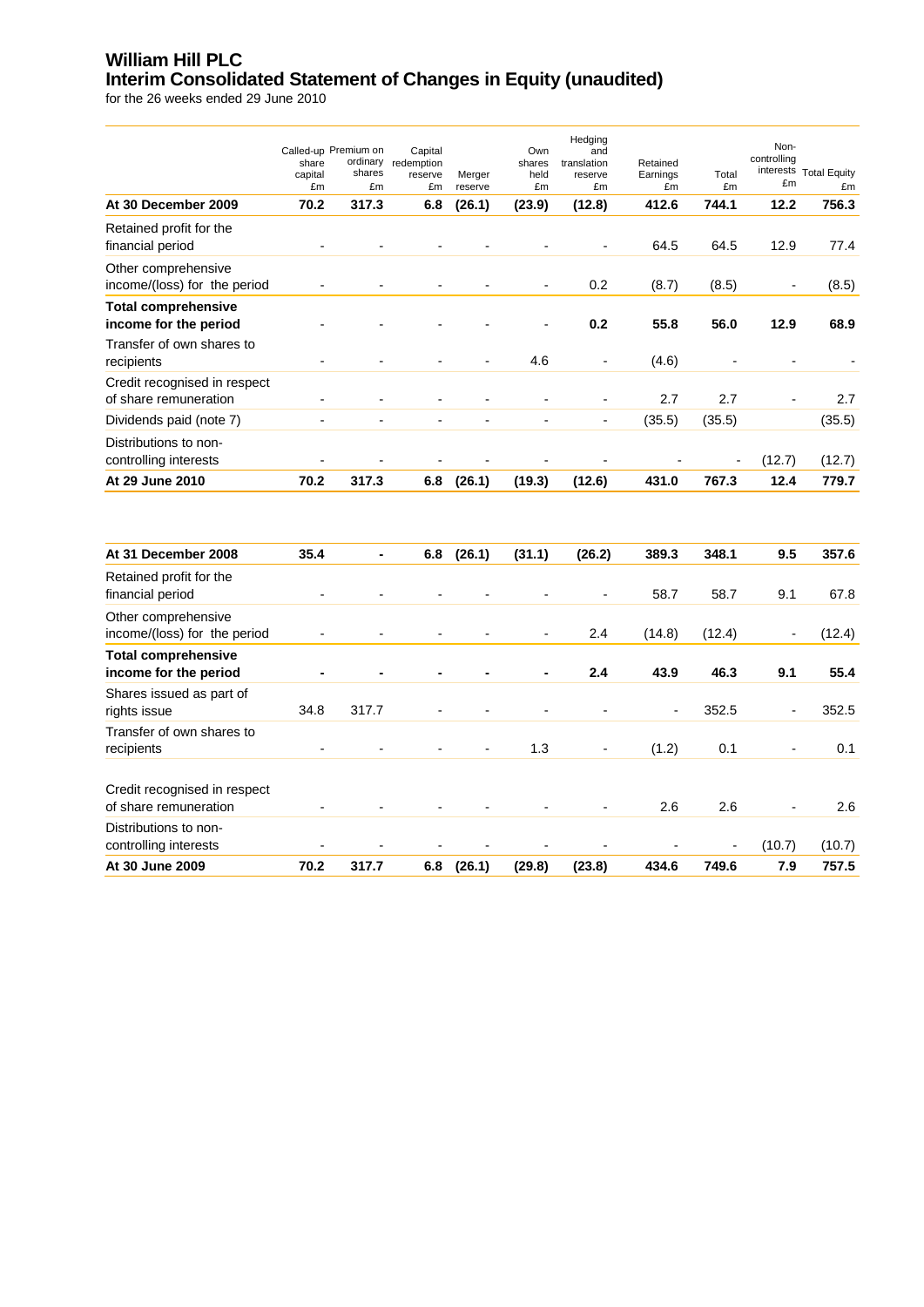# William Hill PLC

## Interim Consolidated Statement of Changes in Equity (unaudited)

for the 26 weeks ended 29 June 2010

| | Called-up share capital £m | Premium on ordinary shares £m | Capital redemption reserve £m | Merger reserve | Own shares held £m | Hedging and translation reserve £m | Retained Earnings £m | Total £m | Non-controlling interests £m | Total Equity £m |
|---|---|---|---|---|---|---|---|---|---|---|
| **At 30 December 2009** | **70.2** | **317.3** | **6.8** | **(26.1)** | **(23.9)** | **(12.8)** | **412.6** | **744.1** | **12.2** | **756.3** |
| Retained profit for the financial period | - | - | - | - | - | - | 64.5 | 64.5 | 12.9 | 77.4 |
| Other comprehensive income/(loss) for the period | - | - | - | - | - | 0.2 | (8.7) | (8.5) | - | (8.5) |
| **Total comprehensive income for the period** | - | - | - | - | - | **0.2** | **55.8** | **56.0** | **12.9** | **68.9** |
| Transfer of own shares to recipients | - | - | - | - | 4.6 | - | (4.6) | - | - | - |
| Credit recognised in respect of share remuneration | - | - | - | - | - | - | 2.7 | 2.7 | - | 2.7 |
| Dividends paid (note 7) | - | - | - | - | - | - | (35.5) | (35.5) | | (35.5) |
| Distributions to non-controlling interests | - | - | - | - | - | - | - | - | (12.7) | (12.7) |
| **At 29 June 2010** | **70.2** | **317.3** | **6.8** | **(26.1)** | **(19.3)** | **(12.6)** | **431.0** | **767.3** | **12.4** | **779.7** |

| | Called-up share capital £m | Premium on ordinary shares £m | Capital redemption reserve £m | Merger reserve | Own shares held £m | Hedging and translation reserve £m | Retained Earnings £m | Total £m | Non-controlling interests £m | Total Equity £m |
|---|---|---|---|---|---|---|---|---|---|---|
| **At 31 December 2008** | **35.4** | **-** | **6.8** | **(26.1)** | **(31.1)** | **(26.2)** | **389.3** | **348.1** | **9.5** | **357.6** |
| Retained profit for the financial period | - | - | - | - | - | - | 58.7 | 58.7 | 9.1 | 67.8 |
| Other comprehensive income/(loss) for the period | - | - | - | - | - | 2.4 | (14.8) | (12.4) | - | (12.4) |
| **Total comprehensive income for the period** | **-** | **-** | **-** | **-** | **-** | **2.4** | **43.9** | **46.3** | **9.1** | **55.4** |
| Shares issued as part of rights issue | 34.8 | 317.7 | - | - | - | - | - | 352.5 | - | 352.5 |
| Transfer of own shares to recipients | - | - | - | - | 1.3 | - | (1.2) | 0.1 | - | 0.1 |
| Credit recognised in respect of share remuneration | - | - | - | - | - | - | 2.6 | 2.6 | - | 2.6 |
| Distributions to non-controlling interests | - | - | - | - | - | - | - | - | (10.7) | (10.7) |
| **At 30 June 2009** | **70.2** | **317.7** | **6.8** | **(26.1)** | **(29.8)** | **(23.8)** | **434.6** | **749.6** | **7.9** | **757.5** |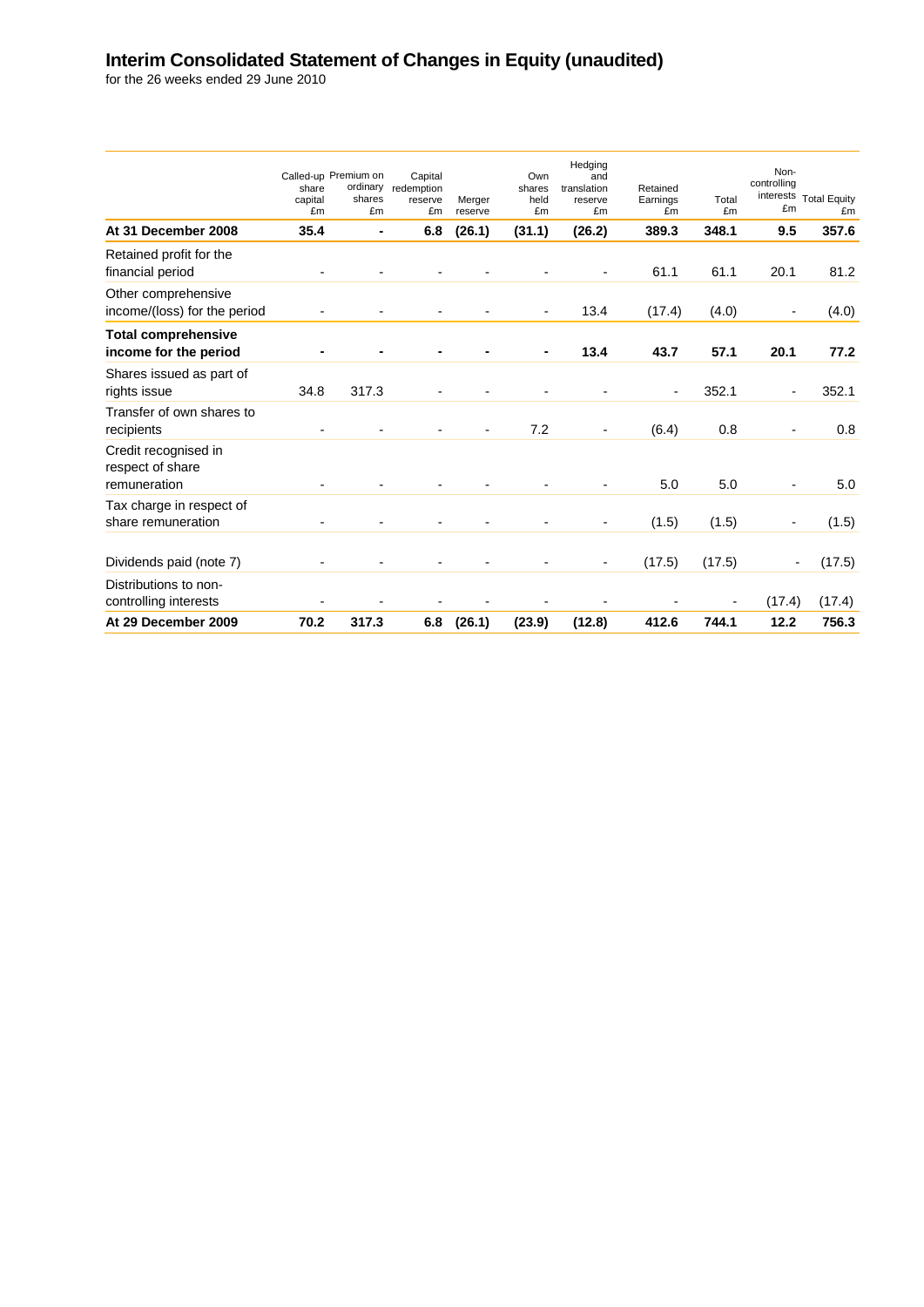# Interim Consolidated Statement of Changes in Equity (unaudited)

for the 26 weeks ended 29 June 2010

| | Called-up share capital £m | Premium on ordinary shares £m | Capital redemption reserve £m | Merger reserve | Own shares held £m | Hedging and translation reserve £m | Retained Earnings £m | Total £m | Non-controlling interests £m | Total Equity £m |
|---|---|---|---|---|---|---|---|---|---|---|
| **At 31 December 2008** | **35.4** | **-** | **6.8** | **(26.1)** | **(31.1)** | **(26.2)** | **389.3** | **348.1** | **9.5** | **357.6** |
| Retained profit for the financial period | - | - | - | - | - | - | 61.1 | 61.1 | 20.1 | 81.2 |
| Other comprehensive income/(loss) for the period | - | - | - | - | - | 13.4 | (17.4) | (4.0) | - | (4.0) |
| **Total comprehensive income for the period** | **-** | **-** | **-** | **-** | **-** | **13.4** | **43.7** | **57.1** | **20.1** | **77.2** |
| Shares issued as part of rights issue | 34.8 | 317.3 | - | - | - | - | - | 352.1 | - | 352.1 |
| Transfer of own shares to recipients | - | - | - | - | 7.2 | - | (6.4) | 0.8 | - | 0.8 |
| Credit recognised in respect of share remuneration | - | - | - | - | - | - | 5.0 | 5.0 | - | 5.0 |
| Tax charge in respect of share remuneration | - | - | - | - | - | - | (1.5) | (1.5) | - | (1.5) |
| Dividends paid (note 7) | - | - | - | - | - | - | (17.5) | (17.5) | - | (17.5) |
| Distributions to non-controlling interests | - | - | - | - | - | - | - | - | (17.4) | (17.4) |
| **At 29 December 2009** | **70.2** | **317.3** | **6.8** | **(26.1)** | **(23.9)** | **(12.8)** | **412.6** | **744.1** | **12.2** | **756.3** |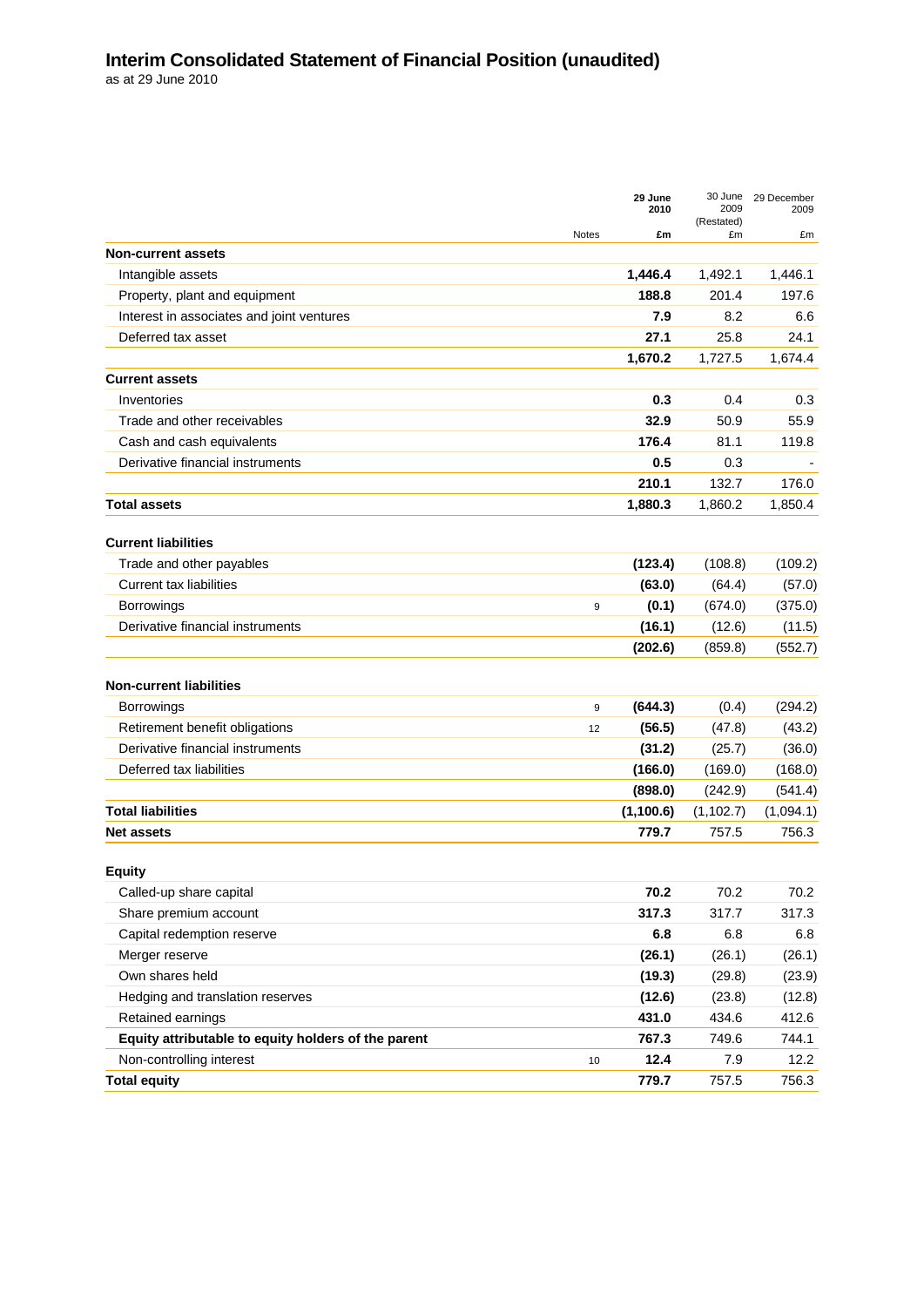# Interim Consolidated Statement of Financial Position (unaudited)

as at 29 June 2010

| | Notes | 29 June 2010 £m | 30 June 2009 (Restated) £m | 29 December 2009 £m |
|---|---|---|---|---|
| **Non-current assets** | | | | |
| Intangible assets | | **1,446.4** | 1,492.1 | 1,446.1 |
| Property, plant and equipment | | **188.8** | 201.4 | 197.6 |
| Interest in associates and joint ventures | | **7.9** | 8.2 | 6.6 |
| Deferred tax asset | | **27.1** | 25.8 | 24.1 |
| | | **1,670.2** | 1,727.5 | 1,674.4 |
| **Current assets** | | | | |
| Inventories | | **0.3** | 0.4 | 0.3 |
| Trade and other receivables | | **32.9** | 50.9 | 55.9 |
| Cash and cash equivalents | | **176.4** | 81.1 | 119.8 |
| Derivative financial instruments | | **0.5** | 0.3 | - |
| | | **210.1** | 132.7 | 176.0 |
| **Total assets** | | **1,880.3** | 1,860.2 | 1,850.4 |
| **Current liabilities** | | | | |
| Trade and other payables | | **(123.4)** | (108.8) | (109.2) |
| Current tax liabilities | | **(63.0)** | (64.4) | (57.0) |
| Borrowings | 9 | **(0.1)** | (674.0) | (375.0) |
| Derivative financial instruments | | **(16.1)** | (12.6) | (11.5) |
| | | **(202.6)** | (859.8) | (552.7) |
| **Non-current liabilities** | | | | |
| Borrowings | 9 | **(644.3)** | (0.4) | (294.2) |
| Retirement benefit obligations | 12 | **(56.5)** | (47.8) | (43.2) |
| Derivative financial instruments | | **(31.2)** | (25.7) | (36.0) |
| Deferred tax liabilities | | **(166.0)** | (169.0) | (168.0) |
| | | **(898.0)** | (242.9) | (541.4) |
| **Total liabilities** | | **(1,100.6)** | (1,102.7) | (1,094.1) |
| **Net assets** | | **779.7** | 757.5 | 756.3 |
| **Equity** | | | | |
| Called-up share capital | | **70.2** | 70.2 | 70.2 |
| Share premium account | | **317.3** | 317.7 | 317.3 |
| Capital redemption reserve | | **6.8** | 6.8 | 6.8 |
| Merger reserve | | **(26.1)** | (26.1) | (26.1) |
| Own shares held | | **(19.3)** | (29.8) | (23.9) |
| Hedging and translation reserves | | **(12.6)** | (23.8) | (12.8) |
| Retained earnings | | **431.0** | 434.6 | 412.6 |
| **Equity attributable to equity holders of the parent** | | **767.3** | 749.6 | 744.1 |
| Non-controlling interest | 10 | **12.4** | 7.9 | 12.2 |
| **Total equity** | | **779.7** | 757.5 | 756.3 |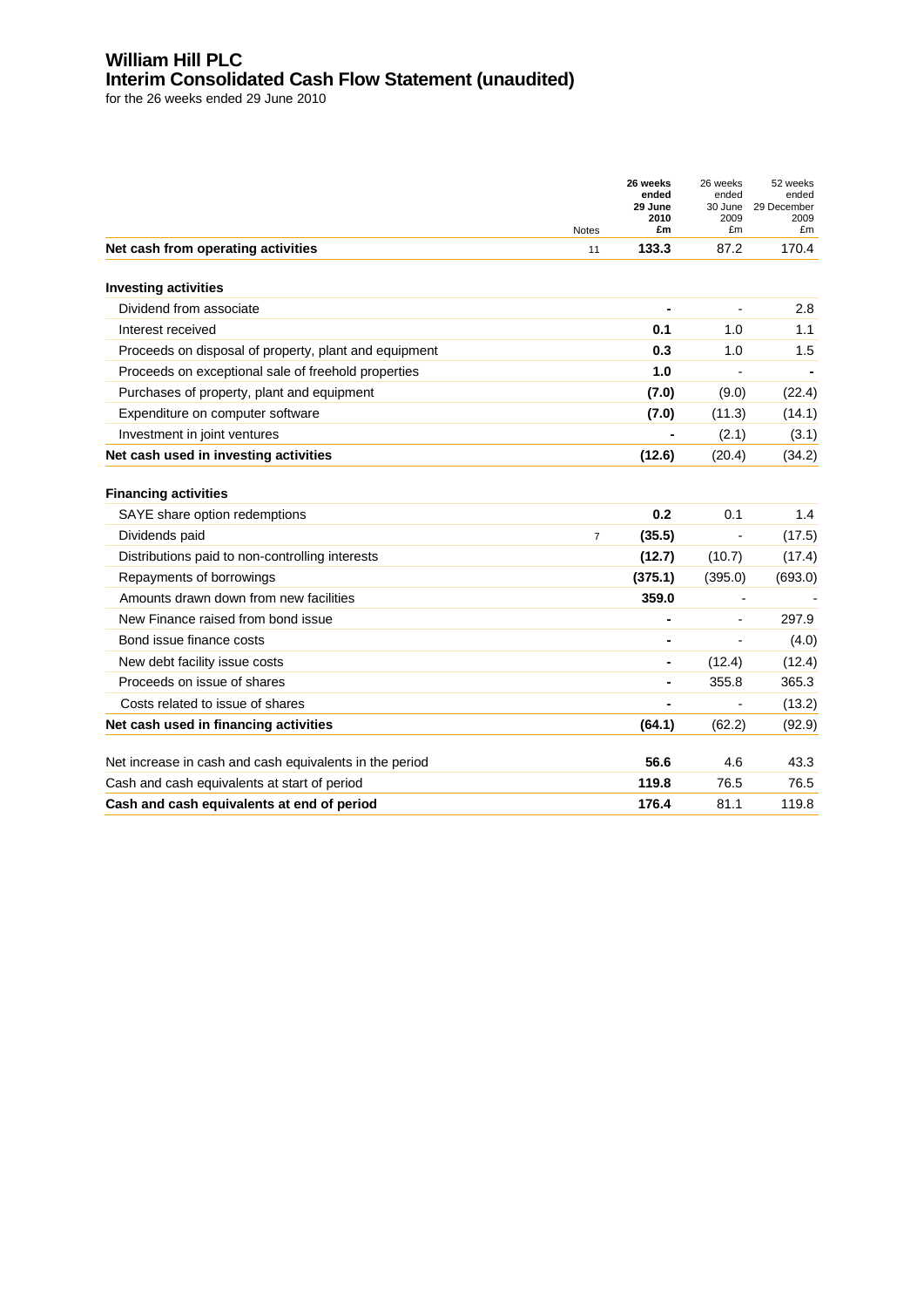# William Hill PLC
## Interim Consolidated Cash Flow Statement (unaudited)
for the 26 weeks ended 29 June 2010

| | Notes | **26 weeks ended 29 June 2010 £m** | 26 weeks ended 30 June 2009 £m | 52 weeks ended 29 December 2009 £m |
|---|---|---|---|---|
| **Net cash from operating activities** | 11 | **133.3** | 87.2 | 170.4 |
| | | | | |
| **Investing activities** | | | | |
| Dividend from associate | | **-** | - | 2.8 |
| Interest received | | **0.1** | 1.0 | 1.1 |
| Proceeds on disposal of property, plant and equipment | | **0.3** | 1.0 | 1.5 |
| Proceeds on exceptional sale of freehold properties | | **1.0** | - | **-** |
| Purchases of property, plant and equipment | | **(7.0)** | (9.0) | (22.4) |
| Expenditure on computer software | | **(7.0)** | (11.3) | (14.1) |
| Investment in joint ventures | | **-** | (2.1) | (3.1) |
| **Net cash used in investing activities** | | **(12.6)** | (20.4) | (34.2) |
| | | | | |
| **Financing activities** | | | | |
| SAYE share option redemptions | | **0.2** | 0.1 | 1.4 |
| Dividends paid | 7 | **(35.5)** | - | (17.5) |
| Distributions paid to non-controlling interests | | **(12.7)** | (10.7) | (17.4) |
| Repayments of borrowings | | **(375.1)** | (395.0) | (693.0) |
| Amounts drawn down from new facilities | | **359.0** | - | - |
| New Finance raised from bond issue | | **-** | - | 297.9 |
| Bond issue finance costs | | **-** | - | (4.0) |
| New debt facility issue costs | | **-** | (12.4) | (12.4) |
| Proceeds on issue of shares | | **-** | 355.8 | 365.3 |
| Costs related to issue of shares | | **-** | - | (13.2) |
| **Net cash used in financing activities** | | **(64.1)** | (62.2) | (92.9) |
| | | | | |
| Net increase in cash and cash equivalents in the period | | **56.6** | 4.6 | 43.3 |
| Cash and cash equivalents at start of period | | **119.8** | 76.5 | 76.5 |
| **Cash and cash equivalents at end of period** | | **176.4** | 81.1 | 119.8 |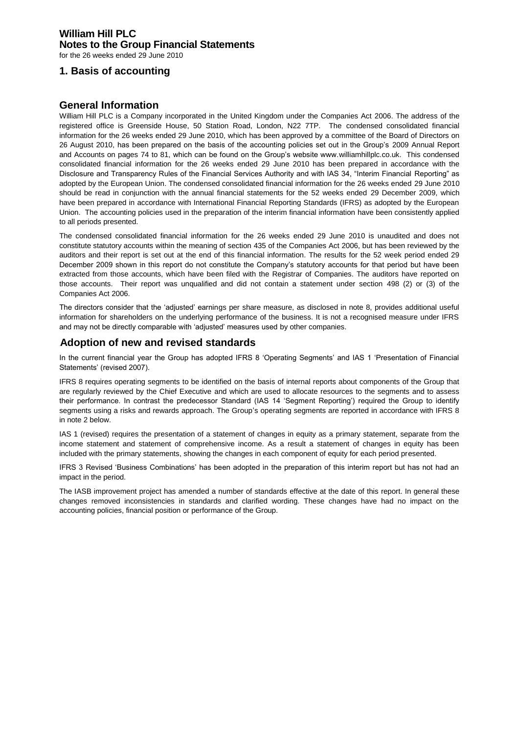# William Hill PLC
## Notes to the Group Financial Statements

for the 26 weeks ended 29 June 2010

## 1. Basis of accounting

### General Information

William Hill PLC is a Company incorporated in the United Kingdom under the Companies Act 2006. The address of the registered office is Greenside House, 50 Station Road, London, N22 7TP. The condensed consolidated financial information for the 26 weeks ended 29 June 2010, which has been approved by a committee of the Board of Directors on 26 August 2010, has been prepared on the basis of the accounting policies set out in the Group's 2009 Annual Report and Accounts on pages 74 to 81, which can be found on the Group's website www.williamhillplc.co.uk. This condensed consolidated financial information for the 26 weeks ended 29 June 2010 has been prepared in accordance with the Disclosure and Transparency Rules of the Financial Services Authority and with IAS 34, "Interim Financial Reporting" as adopted by the European Union. The condensed consolidated financial information for the 26 weeks ended 29 June 2010 should be read in conjunction with the annual financial statements for the 52 weeks ended 29 December 2009, which have been prepared in accordance with International Financial Reporting Standards (IFRS) as adopted by the European Union. The accounting policies used in the preparation of the interim financial information have been consistently applied to all periods presented.

The condensed consolidated financial information for the 26 weeks ended 29 June 2010 is unaudited and does not constitute statutory accounts within the meaning of section 435 of the Companies Act 2006, but has been reviewed by the auditors and their report is set out at the end of this financial information. The results for the 52 week period ended 29 December 2009 shown in this report do not constitute the Company's statutory accounts for that period but have been extracted from those accounts, which have been filed with the Registrar of Companies. The auditors have reported on those accounts. Their report was unqualified and did not contain a statement under section 498 (2) or (3) of the Companies Act 2006.

The directors consider that the 'adjusted' earnings per share measure, as disclosed in note 8, provides additional useful information for shareholders on the underlying performance of the business. It is not a recognised measure under IFRS and may not be directly comparable with 'adjusted' measures used by other companies.

### Adoption of new and revised standards

In the current financial year the Group has adopted IFRS 8 'Operating Segments' and IAS 1 'Presentation of Financial Statements' (revised 2007).

IFRS 8 requires operating segments to be identified on the basis of internal reports about components of the Group that are regularly reviewed by the Chief Executive and which are used to allocate resources to the segments and to assess their performance. In contrast the predecessor Standard (IAS 14 'Segment Reporting') required the Group to identify segments using a risks and rewards approach. The Group's operating segments are reported in accordance with IFRS 8 in note 2 below.

IAS 1 (revised) requires the presentation of a statement of changes in equity as a primary statement, separate from the income statement and statement of comprehensive income. As a result a statement of changes in equity has been included with the primary statements, showing the changes in each component of equity for each period presented.

IFRS 3 Revised 'Business Combinations' has been adopted in the preparation of this interim report but has not had an impact in the period.

The IASB improvement project has amended a number of standards effective at the date of this report. In general these changes removed inconsistencies in standards and clarified wording. These changes have had no impact on the accounting policies, financial position or performance of the Group.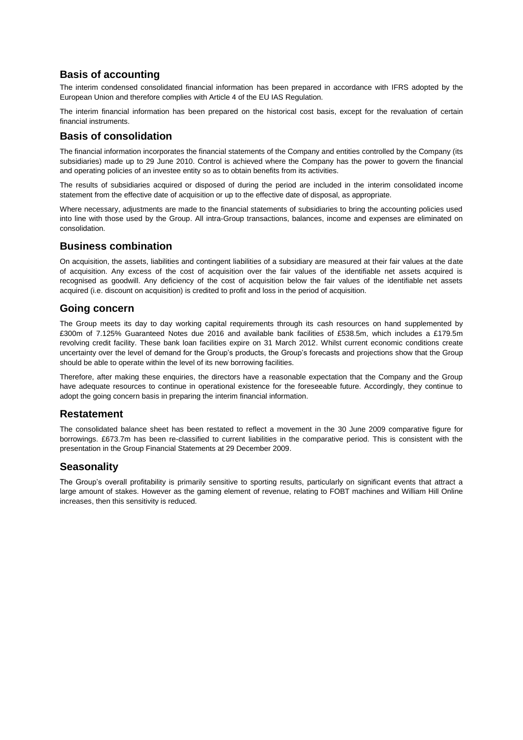## Basis of accounting

The interim condensed consolidated financial information has been prepared in accordance with IFRS adopted by the European Union and therefore complies with Article 4 of the EU IAS Regulation.

The interim financial information has been prepared on the historical cost basis, except for the revaluation of certain financial instruments.

## Basis of consolidation

The financial information incorporates the financial statements of the Company and entities controlled by the Company (its subsidiaries) made up to 29 June 2010. Control is achieved where the Company has the power to govern the financial and operating policies of an investee entity so as to obtain benefits from its activities.

The results of subsidiaries acquired or disposed of during the period are included in the interim consolidated income statement from the effective date of acquisition or up to the effective date of disposal, as appropriate.

Where necessary, adjustments are made to the financial statements of subsidiaries to bring the accounting policies used into line with those used by the Group. All intra-Group transactions, balances, income and expenses are eliminated on consolidation.

## Business combination

On acquisition, the assets, liabilities and contingent liabilities of a subsidiary are measured at their fair values at the date of acquisition. Any excess of the cost of acquisition over the fair values of the identifiable net assets acquired is recognised as goodwill. Any deficiency of the cost of acquisition below the fair values of the identifiable net assets acquired (i.e. discount on acquisition) is credited to profit and loss in the period of acquisition.

## Going concern

The Group meets its day to day working capital requirements through its cash resources on hand supplemented by £300m of 7.125% Guaranteed Notes due 2016 and available bank facilities of £538.5m, which includes a £179.5m revolving credit facility. These bank loan facilities expire on 31 March 2012. Whilst current economic conditions create uncertainty over the level of demand for the Group's products, the Group's forecasts and projections show that the Group should be able to operate within the level of its new borrowing facilities.

Therefore, after making these enquiries, the directors have a reasonable expectation that the Company and the Group have adequate resources to continue in operational existence for the foreseeable future. Accordingly, they continue to adopt the going concern basis in preparing the interim financial information.

## Restatement

The consolidated balance sheet has been restated to reflect a movement in the 30 June 2009 comparative figure for borrowings. £673.7m has been re-classified to current liabilities in the comparative period. This is consistent with the presentation in the Group Financial Statements at 29 December 2009.

## Seasonality

The Group's overall profitability is primarily sensitive to sporting results, particularly on significant events that attract a large amount of stakes. However as the gaming element of revenue, relating to FOBT machines and William Hill Online increases, then this sensitivity is reduced.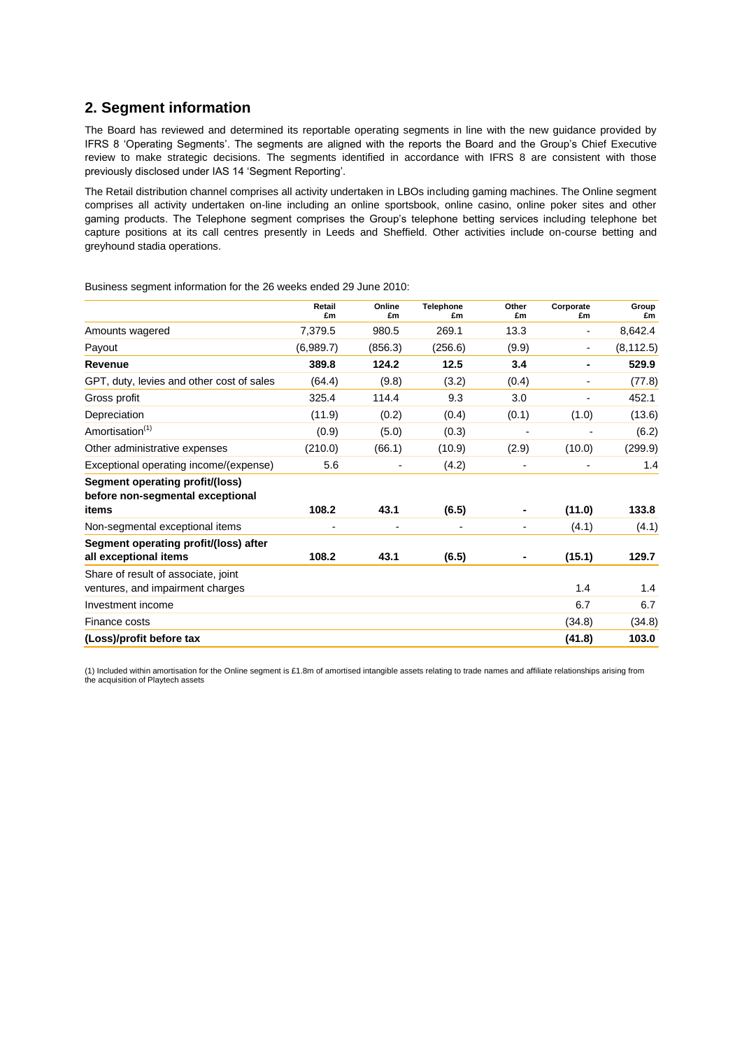## 2. Segment information

The Board has reviewed and determined its reportable operating segments in line with the new guidance provided by IFRS 8 'Operating Segments'. The segments are aligned with the reports the Board and the Group's Chief Executive review to make strategic decisions. The segments identified in accordance with IFRS 8 are consistent with those previously disclosed under IAS 14 'Segment Reporting'.

The Retail distribution channel comprises all activity undertaken in LBOs including gaming machines. The Online segment comprises all activity undertaken on-line including an online sportsbook, online casino, online poker sites and other gaming products. The Telephone segment comprises the Group's telephone betting services including telephone bet capture positions at its call centres presently in Leeds and Sheffield. Other activities include on-course betting and greyhound stadia operations.

Business segment information for the 26 weeks ended 29 June 2010:

| | Retail £m | Online £m | Telephone £m | Other £m | Corporate £m | Group £m |
|---|---|---|---|---|---|---|
| Amounts wagered | 7,379.5 | 980.5 | 269.1 | 13.3 | - | 8,642.4 |
| Payout | (6,989.7) | (856.3) | (256.6) | (9.9) | - | (8,112.5) |
| **Revenue** | **389.8** | **124.2** | **12.5** | **3.4** | **-** | **529.9** |
| GPT, duty, levies and other cost of sales | (64.4) | (9.8) | (3.2) | (0.4) | - | (77.8) |
| Gross profit | 325.4 | 114.4 | 9.3 | 3.0 | - | 452.1 |
| Depreciation | (11.9) | (0.2) | (0.4) | (0.1) | (1.0) | (13.6) |
| Amortisation(1) | (0.9) | (5.0) | (0.3) | - | - | (6.2) |
| Other administrative expenses | (210.0) | (66.1) | (10.9) | (2.9) | (10.0) | (299.9) |
| Exceptional operating income/(expense) | 5.6 | - | (4.2) | - | - | 1.4 |
| **Segment operating profit/(loss) before non-segmental exceptional items** | **108.2** | **43.1** | **(6.5)** | **-** | **(11.0)** | **133.8** |
| Non-segmental exceptional items | - | - | - | - | (4.1) | (4.1) |
| **Segment operating profit/(loss) after all exceptional items** | **108.2** | **43.1** | **(6.5)** | **-** | **(15.1)** | **129.7** |
| Share of result of associate, joint ventures, and impairment charges | | | | | 1.4 | 1.4 |
| Investment income | | | | | 6.7 | 6.7 |
| Finance costs | | | | | (34.8) | (34.8) |
| **(Loss)/profit before tax** | | | | | **(41.8)** | **103.0** |

(1) Included within amortisation for the Online segment is £1.8m of amortised intangible assets relating to trade names and affiliate relationships arising from the acquisition of Playtech assets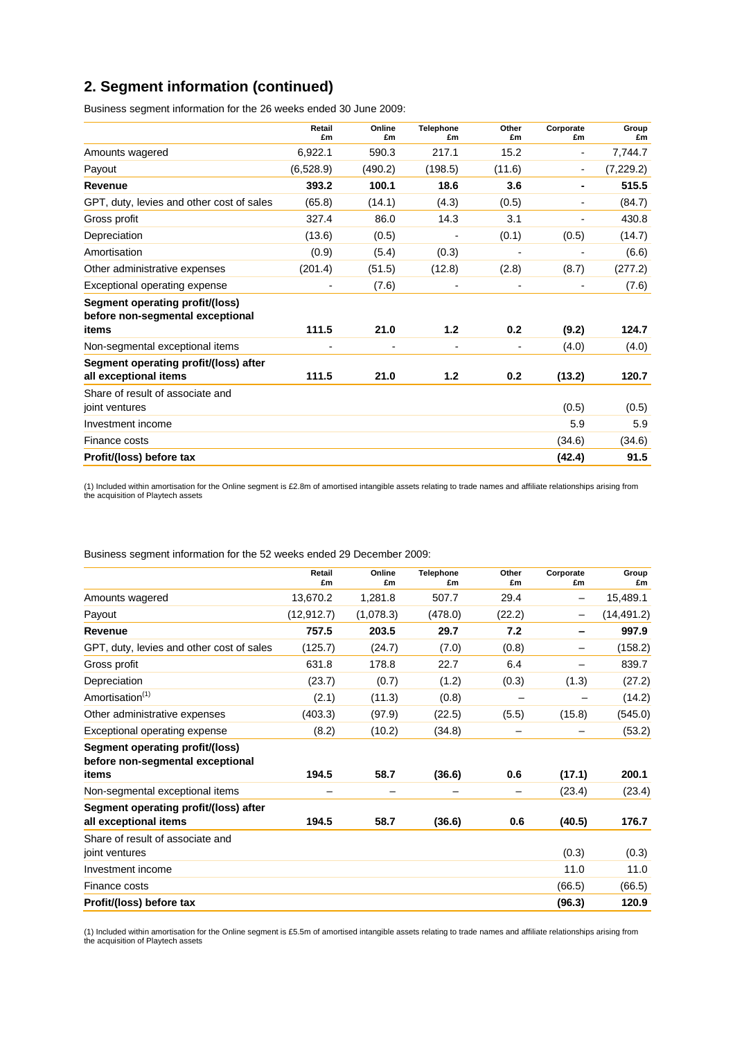## 2. Segment information (continued)

Business segment information for the 26 weeks ended 30 June 2009:

| | Retail £m | Online £m | Telephone £m | Other £m | Corporate £m | Group £m |
|---|---|---|---|---|---|---|
| Amounts wagered | 6,922.1 | 590.3 | 217.1 | 15.2 | - | 7,744.7 |
| Payout | (6,528.9) | (490.2) | (198.5) | (11.6) | - | (7,229.2) |
| **Revenue** | **393.2** | **100.1** | **18.6** | **3.6** | **-** | **515.5** |
| GPT, duty, levies and other cost of sales | (65.8) | (14.1) | (4.3) | (0.5) | - | (84.7) |
| Gross profit | 327.4 | 86.0 | 14.3 | 3.1 | - | 430.8 |
| Depreciation | (13.6) | (0.5) | - | (0.1) | (0.5) | (14.7) |
| Amortisation | (0.9) | (5.4) | (0.3) | - | - | (6.6) |
| Other administrative expenses | (201.4) | (51.5) | (12.8) | (2.8) | (8.7) | (277.2) |
| Exceptional operating expense | - | (7.6) | - | - | - | (7.6) |
| **Segment operating profit/(loss) before non-segmental exceptional items** | **111.5** | **21.0** | **1.2** | **0.2** | **(9.2)** | **124.7** |
| Non-segmental exceptional items | - | - | - | - | (4.0) | (4.0) |
| **Segment operating profit/(loss) after all exceptional items** | **111.5** | **21.0** | **1.2** | **0.2** | **(13.2)** | **120.7** |
| Share of result of associate and joint ventures | | | | | (0.5) | (0.5) |
| Investment income | | | | | 5.9 | 5.9 |
| Finance costs | | | | | (34.6) | (34.6) |
| **Profit/(loss) before tax** | | | | | **(42.4)** | **91.5** |

(1) Included within amortisation for the Online segment is £2.8m of amortised intangible assets relating to trade names and affiliate relationships arising from the acquisition of Playtech assets

Business segment information for the 52 weeks ended 29 December 2009:

| | Retail £m | Online £m | Telephone £m | Other £m | Corporate £m | Group £m |
|---|---|---|---|---|---|---|
| Amounts wagered | 13,670.2 | 1,281.8 | 507.7 | 29.4 | – | 15,489.1 |
| Payout | (12,912.7) | (1,078.3) | (478.0) | (22.2) | – | (14,491.2) |
| **Revenue** | **757.5** | **203.5** | **29.7** | **7.2** | **–** | **997.9** |
| GPT, duty, levies and other cost of sales | (125.7) | (24.7) | (7.0) | (0.8) | – | (158.2) |
| Gross profit | 631.8 | 178.8 | 22.7 | 6.4 | – | 839.7 |
| Depreciation | (23.7) | (0.7) | (1.2) | (0.3) | (1.3) | (27.2) |
| Amortisation[(1)] | (2.1) | (11.3) | (0.8) | – | – | (14.2) |
| Other administrative expenses | (403.3) | (97.9) | (22.5) | (5.5) | (15.8) | (545.0) |
| Exceptional operating expense | (8.2) | (10.2) | (34.8) | – | – | (53.2) |
| **Segment operating profit/(loss) before non-segmental exceptional items** | **194.5** | **58.7** | **(36.6)** | **0.6** | **(17.1)** | **200.1** |
| Non-segmental exceptional items | – | – | – | – | (23.4) | (23.4) |
| **Segment operating profit/(loss) after all exceptional items** | **194.5** | **58.7** | **(36.6)** | **0.6** | **(40.5)** | **176.7** |
| Share of result of associate and joint ventures | | | | | (0.3) | (0.3) |
| Investment income | | | | | 11.0 | 11.0 |
| Finance costs | | | | | (66.5) | (66.5) |
| **Profit/(loss) before tax** | | | | | **(96.3)** | **120.9** |

(1) Included within amortisation for the Online segment is £5.5m of amortised intangible assets relating to trade names and affiliate relationships arising from the acquisition of Playtech assets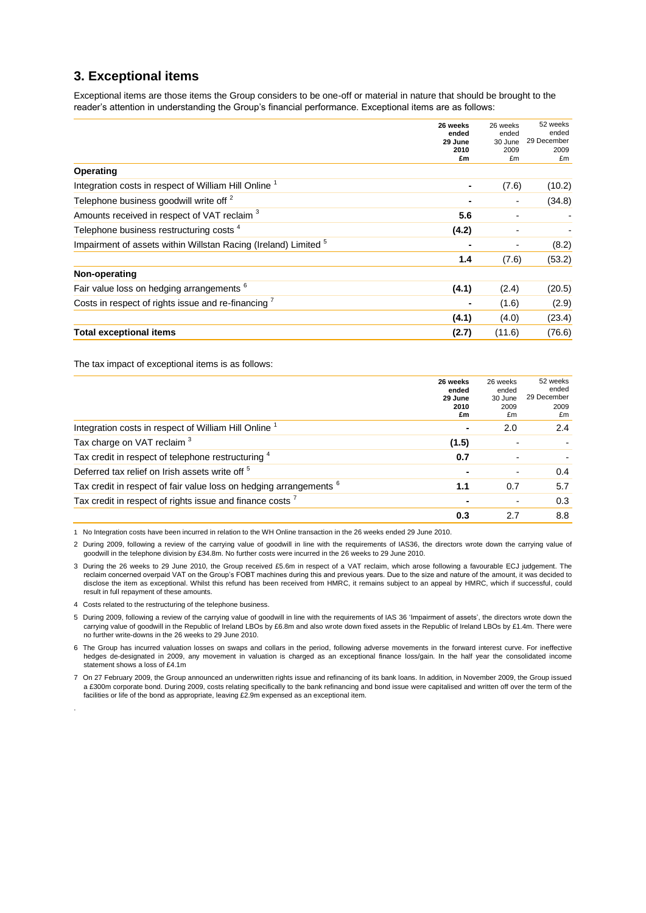## 3. Exceptional items

Exceptional items are those items the Group considers to be one-off or material in nature that should be brought to the reader's attention in understanding the Group's financial performance. Exceptional items are as follows:

| | **26 weeks ended 29 June 2010 £m** | 26 weeks ended 30 June 2009 £m | 52 weeks ended 29 December 2009 £m |
|---|---|---|---|
| **Operating** | | | |
| Integration costs in respect of William Hill Online [1] | **-** | (7.6) | (10.2) |
| Telephone business goodwill write off [2] | **-** | - | (34.8) |
| Amounts received in respect of VAT reclaim [3] | **5.6** | - | - |
| Telephone business restructuring costs [4] | **(4.2)** | - | - |
| Impairment of assets within Willstan Racing (Ireland) Limited [5] | **-** | - | (8.2) |
| | **1.4** | (7.6) | (53.2) |
| **Non-operating** | | | |
| Fair value loss on hedging arrangements [6] | **(4.1)** | (2.4) | (20.5) |
| Costs in respect of rights issue and re-financing [7] | **-** | (1.6) | (2.9) |
| | **(4.1)** | (4.0) | (23.4) |
| **Total exceptional items** | **(2.7)** | (11.6) | (76.6) |

The tax impact of exceptional items is as follows:

| | **26 weeks ended 29 June 2010 £m** | 26 weeks ended 30 June 2009 £m | 52 weeks ended 29 December 2009 £m |
|---|---|---|---|
| Integration costs in respect of William Hill Online [1] | **-** | 2.0 | 2.4 |
| Tax charge on VAT reclaim [3] | **(1.5)** | - | - |
| Tax credit in respect of telephone restructuring [4] | **0.7** | - | - |
| Deferred tax relief on Irish assets write off [5] | **-** | - | 0.4 |
| Tax credit in respect of fair value loss on hedging arrangements [6] | **1.1** | 0.7 | 5.7 |
| Tax credit in respect of rights issue and finance costs [7] | **-** | - | 0.3 |
| | **0.3** | 2.7 | 8.8 |

1 No Integration costs have been incurred in relation to the WH Online transaction in the 26 weeks ended 29 June 2010.

2 During 2009, following a review of the carrying value of goodwill in line with the requirements of IAS36, the directors wrote down the carrying value of goodwill in the telephone division by £34.8m. No further costs were incurred in the 26 weeks to 29 June 2010.

3 During the 26 weeks to 29 June 2010, the Group received £5.6m in respect of a VAT reclaim, which arose following a favourable ECJ judgement. The reclaim concerned overpaid VAT on the Group's FOBT machines during this and previous years. Due to the size and nature of the amount, it was decided to disclose the item as exceptional. Whilst this refund has been received from HMRC, it remains subject to an appeal by HMRC, which if successful, could result in full repayment of these amounts.

4 Costs related to the restructuring of the telephone business.

5 During 2009, following a review of the carrying value of goodwill in line with the requirements of IAS 36 'Impairment of assets', the directors wrote down the carrying value of goodwill in the Republic of Ireland LBOs by £6.8m and also wrote down fixed assets in the Republic of Ireland LBOs by £1.4m. There were no further write-downs in the 26 weeks to 29 June 2010.

6 The Group has incurred valuation losses on swaps and collars in the period, following adverse movements in the forward interest curve. For ineffective hedges de-designated in 2009, any movement in valuation is charged as an exceptional finance loss/gain. In the half year the consolidated income statement shows a loss of £4.1m

7 On 27 February 2009, the Group announced an underwritten rights issue and refinancing of its bank loans. In addition, in November 2009, the Group issued a £300m corporate bond. During 2009, costs relating specifically to the bank refinancing and bond issue were capitalised and written off over the term of the facilities or life of the bond as appropriate, leaving £2.9m expensed as an exceptional item.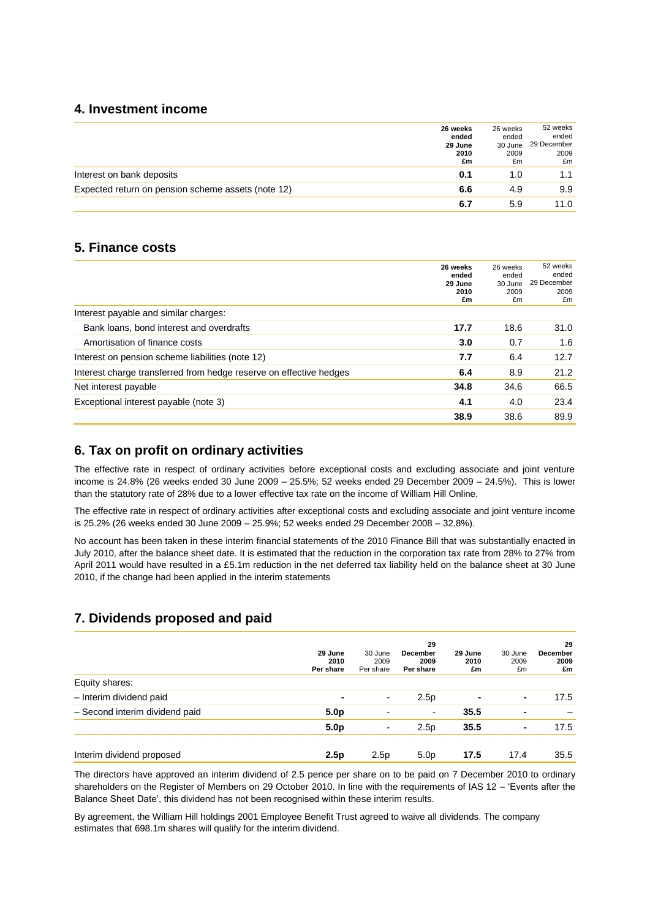## 4. Investment income

| | 26 weeks ended 29 June 2010 £m | 26 weeks ended 30 June 2009 £m | 52 weeks ended 29 December 2009 £m |
|---|---|---|---|
| Interest on bank deposits | **0.1** | 1.0 | 1.1 |
| Expected return on pension scheme assets (note 12) | **6.6** | 4.9 | 9.9 |
| | **6.7** | 5.9 | 11.0 |

## 5. Finance costs

| | 26 weeks ended 29 June 2010 £m | 26 weeks ended 30 June 2009 £m | 52 weeks ended 29 December 2009 £m |
|---|---|---|---|
| Interest payable and similar charges: | | | |
| Bank loans, bond interest and overdrafts | **17.7** | 18.6 | 31.0 |
| Amortisation of finance costs | **3.0** | 0.7 | 1.6 |
| Interest on pension scheme liabilities (note 12) | **7.7** | 6.4 | 12.7 |
| Interest charge transferred from hedge reserve on effective hedges | **6.4** | 8.9 | 21.2 |
| Net interest payable | **34.8** | 34.6 | 66.5 |
| Exceptional interest payable (note 3) | **4.1** | 4.0 | 23.4 |
| | **38.9** | 38.6 | 89.9 |

## 6. Tax on profit on ordinary activities

The effective rate in respect of ordinary activities before exceptional costs and excluding associate and joint venture income is 24.8% (26 weeks ended 30 June 2009 – 25.5%; 52 weeks ended 29 December 2009 – 24.5%). This is lower than the statutory rate of 28% due to a lower effective tax rate on the income of William Hill Online.

The effective rate in respect of ordinary activities after exceptional costs and excluding associate and joint venture income is 25.2% (26 weeks ended 30 June 2009 – 25.9%; 52 weeks ended 29 December 2008 – 32.8%).

No account has been taken in these interim financial statements of the 2010 Finance Bill that was substantially enacted in July 2010, after the balance sheet date. It is estimated that the reduction in the corporation tax rate from 28% to 27% from April 2011 would have resulted in a £5.1m reduction in the net deferred tax liability held on the balance sheet at 30 June 2010, if the change had been applied in the interim statements

## 7. Dividends proposed and paid

| | 29 June 2010 Per share | 30 June 2009 Per share | 29 December 2009 Per share | 29 June 2010 £m | 30 June 2009 £m | 29 December 2009 £m |
|---|---|---|---|---|---|---|
| Equity shares: | | | | | | |
| – Interim dividend paid | **-** | - | 2.5p | **-** | - | 17.5 |
| – Second interim dividend paid | **5.0p** | - | - | **35.5** | - | – |
| | **5.0p** | - | 2.5p | **35.5** | - | 17.5 |
| Interim dividend proposed | **2.5p** | 2.5p | 5.0p | **17.5** | 17.4 | 35.5 |

The directors have approved an interim dividend of 2.5 pence per share on to be paid on 7 December 2010 to ordinary shareholders on the Register of Members on 29 October 2010. In line with the requirements of IAS 12 – 'Events after the Balance Sheet Date', this dividend has not been recognised within these interim results.

By agreement, the William Hill holdings 2001 Employee Benefit Trust agreed to waive all dividends. The company estimates that 698.1m shares will qualify for the interim dividend.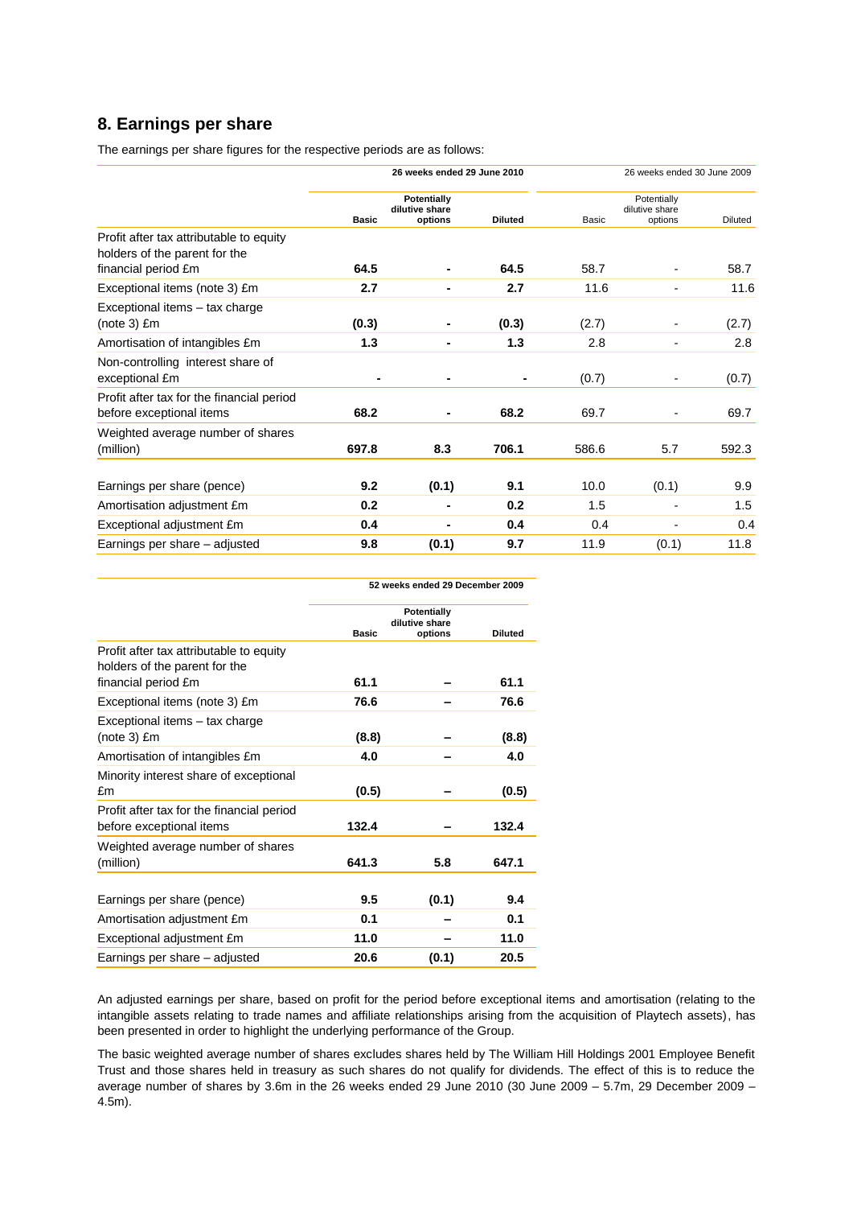## 8. Earnings per share

The earnings per share figures for the respective periods are as follows:

| | **26 weeks ended 29 June 2010** | | | 26 weeks ended 30 June 2009 | | |
|---|---|---|---|---|---|---|
| | **Basic** | **Potentially dilutive share options** | **Diluted** | Basic | Potentially dilutive share options | Diluted |
| Profit after tax attributable to equity holders of the parent for the financial period £m | **64.5** | **-** | **64.5** | 58.7 | - | 58.7 |
| Exceptional items (note 3) £m | **2.7** | **-** | **2.7** | 11.6 | - | 11.6 |
| Exceptional items – tax charge (note 3) £m | **(0.3)** | **-** | **(0.3)** | (2.7) | - | (2.7) |
| Amortisation of intangibles £m | **1.3** | **-** | **1.3** | 2.8 | - | 2.8 |
| Non-controlling interest share of exceptional £m | **-** | **-** | **-** | (0.7) | - | (0.7) |
| Profit after tax for the financial period before exceptional items | **68.2** | **-** | **68.2** | 69.7 | - | 69.7 |
| Weighted average number of shares (million) | **697.8** | **8.3** | **706.1** | 586.6 | 5.7 | 592.3 |
| Earnings per share (pence) | **9.2** | **(0.1)** | **9.1** | 10.0 | (0.1) | 9.9 |
| Amortisation adjustment £m | **0.2** | **-** | **0.2** | 1.5 | - | 1.5 |
| Exceptional adjustment £m | **0.4** | **-** | **0.4** | 0.4 | - | 0.4 |
| Earnings per share – adjusted | **9.8** | **(0.1)** | **9.7** | 11.9 | (0.1) | 11.8 |

| | **52 weeks ended 29 December 2009** | | |
|---|---|---|---|
| | **Basic** | **Potentially dilutive share options** | **Diluted** |
| Profit after tax attributable to equity holders of the parent for the financial period £m | **61.1** | **–** | **61.1** |
| Exceptional items (note 3) £m | **76.6** | **–** | **76.6** |
| Exceptional items – tax charge (note 3) £m | **(8.8)** | **–** | **(8.8)** |
| Amortisation of intangibles £m | **4.0** | **–** | **4.0** |
| Minority interest share of exceptional £m | **(0.5)** | **–** | **(0.5)** |
| Profit after tax for the financial period before exceptional items | **132.4** | **–** | **132.4** |
| Weighted average number of shares (million) | **641.3** | **5.8** | **647.1** |
| Earnings per share (pence) | **9.5** | **(0.1)** | **9.4** |
| Amortisation adjustment £m | **0.1** | **–** | **0.1** |
| Exceptional adjustment £m | **11.0** | **–** | **11.0** |
| Earnings per share – adjusted | **20.6** | **(0.1)** | **20.5** |

An adjusted earnings per share, based on profit for the period before exceptional items and amortisation (relating to the intangible assets relating to trade names and affiliate relationships arising from the acquisition of Playtech assets), has been presented in order to highlight the underlying performance of the Group.

The basic weighted average number of shares excludes shares held by The William Hill Holdings 2001 Employee Benefit Trust and those shares held in treasury as such shares do not qualify for dividends. The effect of this is to reduce the average number of shares by 3.6m in the 26 weeks ended 29 June 2010 (30 June 2009 – 5.7m, 29 December 2009 – 4.5m).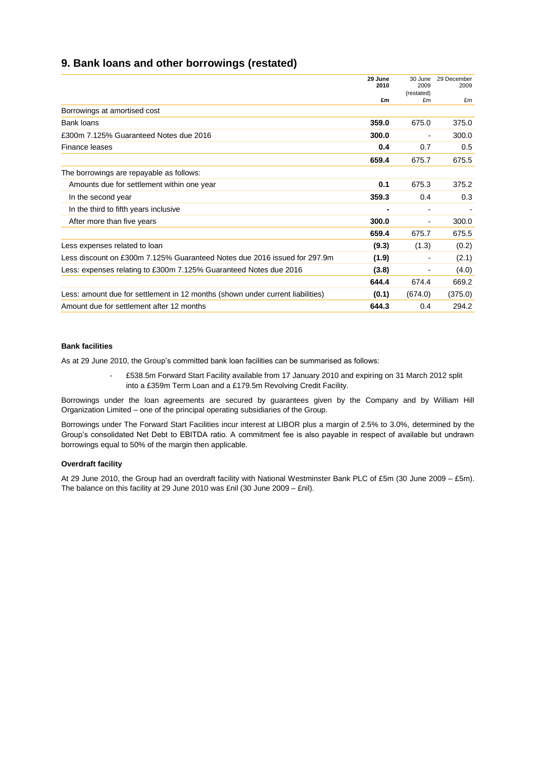## 9. Bank loans and other borrowings (restated)

| | **29 June 2010** | 30 June 2009 (restated) | 29 December 2009 |
|---|---|---|---|
| | **£m** | £m | £m |
| Borrowings at amortised cost | | | |
| Bank loans | **359.0** | 675.0 | 375.0 |
| £300m 7.125% Guaranteed Notes due 2016 | **300.0** | - | 300.0 |
| Finance leases | **0.4** | 0.7 | 0.5 |
| | **659.4** | 675.7 | 675.5 |
| The borrowings are repayable as follows: | | | |
| Amounts due for settlement within one year | **0.1** | 675.3 | 375.2 |
| In the second year | **359.3** | 0.4 | 0.3 |
| In the third to fifth years inclusive | **-** | - | - |
| After more than five years | **300.0** | - | 300.0 |
| | **659.4** | 675.7 | 675.5 |
| Less expenses related to loan | **(9.3)** | (1.3) | (0.2) |
| Less discount on £300m 7.125% Guaranteed Notes due 2016 issued for 297.9m | **(1.9)** | - | (2.1) |
| Less: expenses relating to £300m 7.125% Guaranteed Notes due 2016 | **(3.8)** | - | (4.0) |
| | **644.4** | 674.4 | 669.2 |
| Less: amount due for settlement in 12 months (shown under current liabilities) | **(0.1)** | (674.0) | (375.0) |
| Amount due for settlement after 12 months | **644.3** | 0.4 | 294.2 |

**Bank facilities**

As at 29 June 2010, the Group's committed bank loan facilities can be summarised as follows:

- £538.5m Forward Start Facility available from 17 January 2010 and expiring on 31 March 2012 split into a £359m Term Loan and a £179.5m Revolving Credit Facility.

Borrowings under the loan agreements are secured by guarantees given by the Company and by William Hill Organization Limited – one of the principal operating subsidiaries of the Group.

Borrowings under The Forward Start Facilities incur interest at LIBOR plus a margin of 2.5% to 3.0%, determined by the Group's consolidated Net Debt to EBITDA ratio. A commitment fee is also payable in respect of available but undrawn borrowings equal to 50% of the margin then applicable.

**Overdraft facility**

At 29 June 2010, the Group had an overdraft facility with National Westminster Bank PLC of £5m (30 June 2009 – £5m). The balance on this facility at 29 June 2010 was £nil (30 June 2009 – £nil).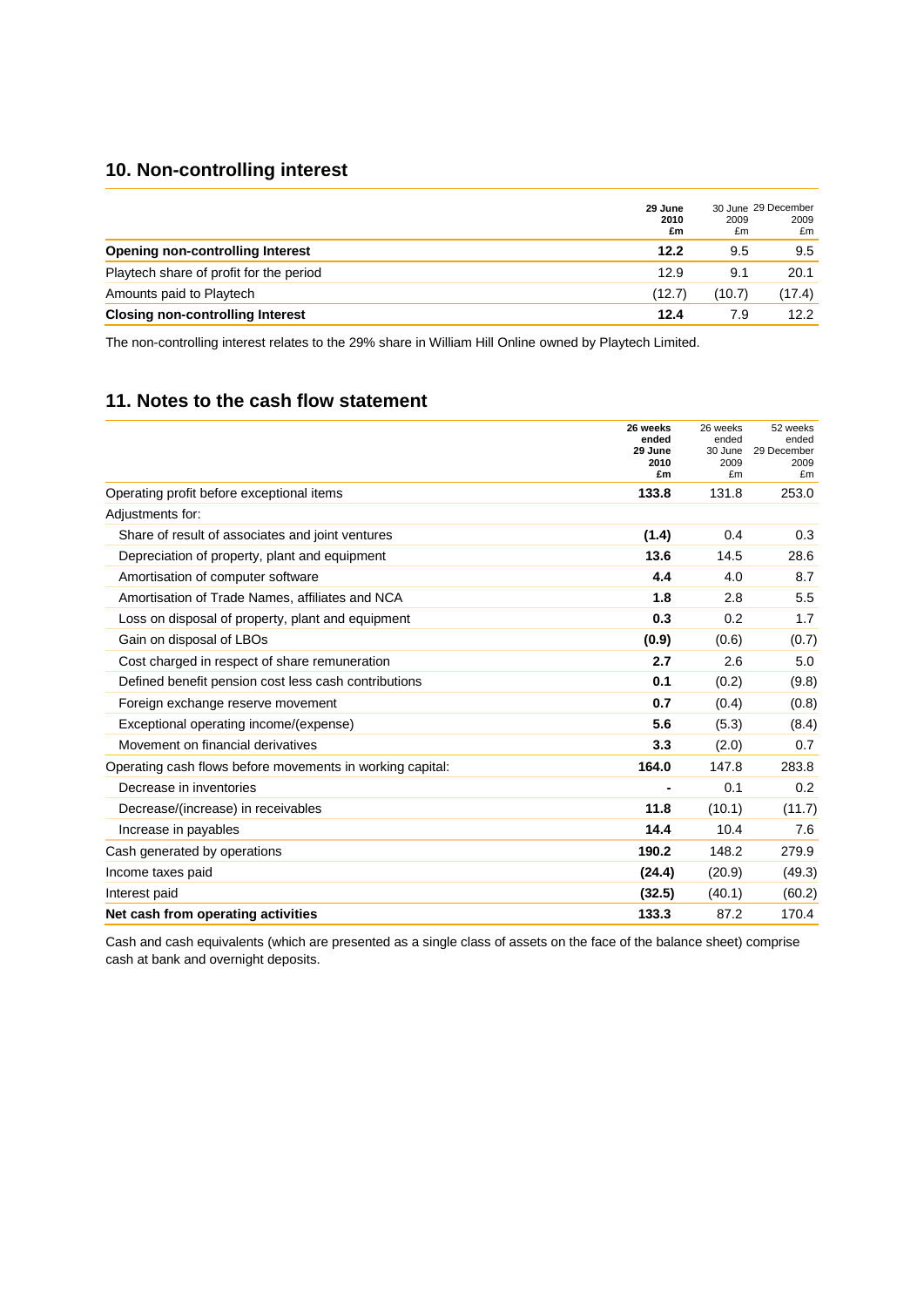## 10. Non-controlling interest

| | 29 June 2010 £m | 30 June 2009 £m | 29 December 2009 £m |
|---|---|---|---|
| **Opening non-controlling Interest** | **12.2** | 9.5 | 9.5 |
| Playtech share of profit for the period | 12.9 | 9.1 | 20.1 |
| Amounts paid to Playtech | (12.7) | (10.7) | (17.4) |
| **Closing non-controlling Interest** | **12.4** | 7.9 | 12.2 |

The non-controlling interest relates to the 29% share in William Hill Online owned by Playtech Limited.

## 11. Notes to the cash flow statement

| | 26 weeks ended 29 June 2010 £m | 26 weeks ended 30 June 2009 £m | 52 weeks ended 29 December 2009 £m |
|---|---|---|---|
| Operating profit before exceptional items | **133.8** | 131.8 | 253.0 |
| Adjustments for: | | | |
| Share of result of associates and joint ventures | **(1.4)** | 0.4 | 0.3 |
| Depreciation of property, plant and equipment | **13.6** | 14.5 | 28.6 |
| Amortisation of computer software | **4.4** | 4.0 | 8.7 |
| Amortisation of Trade Names, affiliates and NCA | **1.8** | 2.8 | 5.5 |
| Loss on disposal of property, plant and equipment | **0.3** | 0.2 | 1.7 |
| Gain on disposal of LBOs | **(0.9)** | (0.6) | (0.7) |
| Cost charged in respect of share remuneration | **2.7** | 2.6 | 5.0 |
| Defined benefit pension cost less cash contributions | **0.1** | (0.2) | (9.8) |
| Foreign exchange reserve movement | **0.7** | (0.4) | (0.8) |
| Exceptional operating income/(expense) | **5.6** | (5.3) | (8.4) |
| Movement on financial derivatives | **3.3** | (2.0) | 0.7 |
| Operating cash flows before movements in working capital: | **164.0** | 147.8 | 283.8 |
| Decrease in inventories | **-** | 0.1 | 0.2 |
| Decrease/(increase) in receivables | **11.8** | (10.1) | (11.7) |
| Increase in payables | **14.4** | 10.4 | 7.6 |
| Cash generated by operations | **190.2** | 148.2 | 279.9 |
| Income taxes paid | **(24.4)** | (20.9) | (49.3) |
| Interest paid | **(32.5)** | (40.1) | (60.2) |
| **Net cash from operating activities** | **133.3** | 87.2 | 170.4 |

Cash and cash equivalents (which are presented as a single class of assets on the face of the balance sheet) comprise cash at bank and overnight deposits.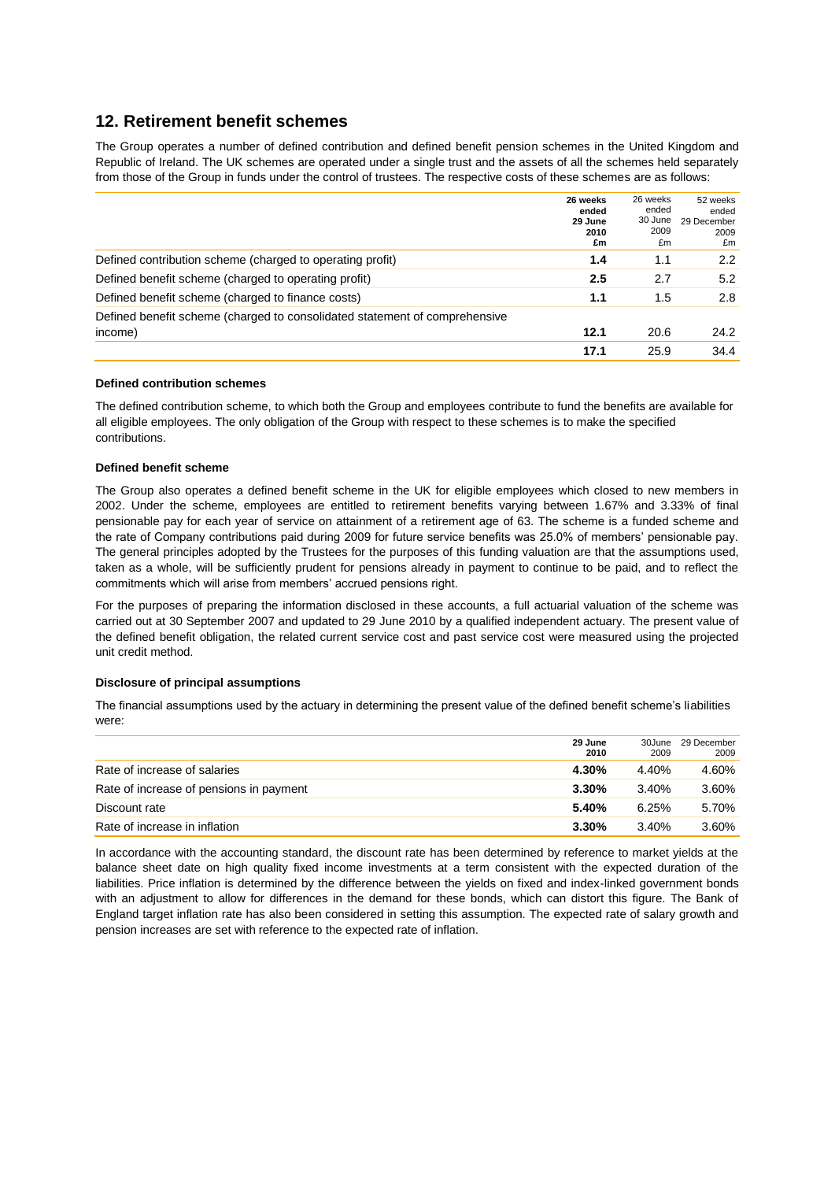## 12. Retirement benefit schemes

The Group operates a number of defined contribution and defined benefit pension schemes in the United Kingdom and Republic of Ireland. The UK schemes are operated under a single trust and the assets of all the schemes held separately from those of the Group in funds under the control of trustees. The respective costs of these schemes are as follows:

| | **26 weeks ended 29 June 2010 £m** | 26 weeks ended 30 June 2009 £m | 52 weeks ended 29 December 2009 £m |
|---|---|---|---|
| Defined contribution scheme (charged to operating profit) | **1.4** | 1.1 | 2.2 |
| Defined benefit scheme (charged to operating profit) | **2.5** | 2.7 | 5.2 |
| Defined benefit scheme (charged to finance costs) | **1.1** | 1.5 | 2.8 |
| Defined benefit scheme (charged to consolidated statement of comprehensive income) | **12.1** | 20.6 | 24.2 |
| | **17.1** | 25.9 | 34.4 |

#### Defined contribution schemes

The defined contribution scheme, to which both the Group and employees contribute to fund the benefits are available for all eligible employees. The only obligation of the Group with respect to these schemes is to make the specified contributions.

#### Defined benefit scheme

The Group also operates a defined benefit scheme in the UK for eligible employees which closed to new members in 2002. Under the scheme, employees are entitled to retirement benefits varying between 1.67% and 3.33% of final pensionable pay for each year of service on attainment of a retirement age of 63. The scheme is a funded scheme and the rate of Company contributions paid during 2009 for future service benefits was 25.0% of members' pensionable pay. The general principles adopted by the Trustees for the purposes of this funding valuation are that the assumptions used, taken as a whole, will be sufficiently prudent for pensions already in payment to continue to be paid, and to reflect the commitments which will arise from members' accrued pensions right.

For the purposes of preparing the information disclosed in these accounts, a full actuarial valuation of the scheme was carried out at 30 September 2007 and updated to 29 June 2010 by a qualified independent actuary. The present value of the defined benefit obligation, the related current service cost and past service cost were measured using the projected unit credit method.

#### Disclosure of principal assumptions

The financial assumptions used by the actuary in determining the present value of the defined benefit scheme's liabilities were:

| | **29 June 2010** | 30June 2009 | 29 December 2009 |
|---|---|---|---|
| Rate of increase of salaries | **4.30%** | 4.40% | 4.60% |
| Rate of increase of pensions in payment | **3.30%** | 3.40% | 3.60% |
| Discount rate | **5.40%** | 6.25% | 5.70% |
| Rate of increase in inflation | **3.30%** | 3.40% | 3.60% |

In accordance with the accounting standard, the discount rate has been determined by reference to market yields at the balance sheet date on high quality fixed income investments at a term consistent with the expected duration of the liabilities. Price inflation is determined by the difference between the yields on fixed and index-linked government bonds with an adjustment to allow for differences in the demand for these bonds, which can distort this figure. The Bank of England target inflation rate has also been considered in setting this assumption. The expected rate of salary growth and pension increases are set with reference to the expected rate of inflation.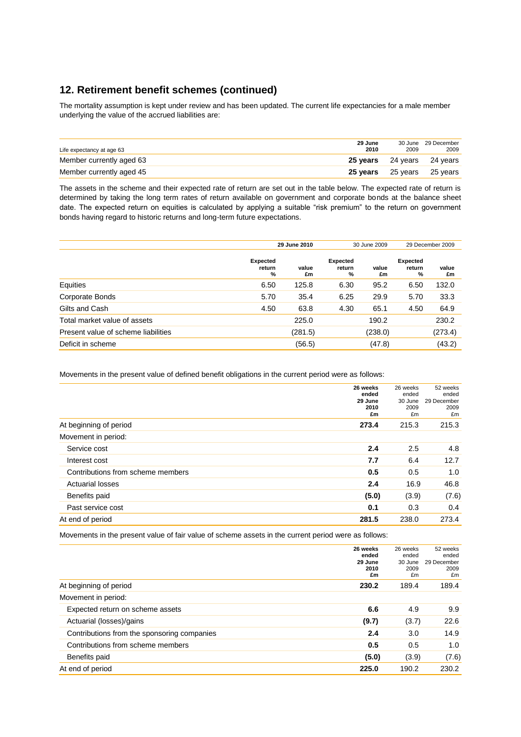## 12. Retirement benefit schemes (continued)

The mortality assumption is kept under review and has been updated. The current life expectancies for a male member underlying the value of the accrued liabilities are:

| Life expectancy at age 63 | **29 June 2010** | 30 June 2009 | 29 December 2009 |
|---|---|---|---|
| Member currently aged 63 | **25 years** | 24 years | 24 years |
| Member currently aged 45 | **25 years** | 25 years | 25 years |

The assets in the scheme and their expected rate of return are set out in the table below. The expected rate of return is determined by taking the long term rates of return available on government and corporate bonds at the balance sheet date. The expected return on equities is calculated by applying a suitable "risk premium" to the return on government bonds having regard to historic returns and long-term future expectations.

| | **29 June 2010** | | 30 June 2009 | | 29 December 2009 | |
|---|---|---|---|---|---|---|
| | **Expected return %** | **value £m** | **Expected return %** | **value £m** | **Expected return %** | **value £m** |
| Equities | 6.50 | 125.8 | 6.30 | 95.2 | 6.50 | 132.0 |
| Corporate Bonds | 5.70 | 35.4 | 6.25 | 29.9 | 5.70 | 33.3 |
| Gilts and Cash | 4.50 | 63.8 | 4.30 | 65.1 | 4.50 | 64.9 |
| Total market value of assets | | 225.0 | | 190.2 | | 230.2 |
| Present value of scheme liabilities | | (281.5) | | (238.0) | | (273.4) |
| Deficit in scheme | | (56.5) | | (47.8) | | (43.2) |

Movements in the present value of defined benefit obligations in the current period were as follows:

| | **26 weeks ended 29 June 2010 £m** | 26 weeks ended 30 June 2009 £m | 52 weeks ended 29 December 2009 £m |
|---|---|---|---|
| At beginning of period | **273.4** | 215.3 | 215.3 |
| Movement in period: | | | |
| Service cost | **2.4** | 2.5 | 4.8 |
| Interest cost | **7.7** | 6.4 | 12.7 |
| Contributions from scheme members | **0.5** | 0.5 | 1.0 |
| Actuarial losses | **2.4** | 16.9 | 46.8 |
| Benefits paid | **(5.0)** | (3.9) | (7.6) |
| Past service cost | **0.1** | 0.3 | 0.4 |
| At end of period | **281.5** | 238.0 | 273.4 |

Movements in the present value of fair value of scheme assets in the current period were as follows:

| | **26 weeks ended 29 June 2010 £m** | 26 weeks ended 30 June 2009 £m | 52 weeks ended 29 December 2009 £m |
|---|---|---|---|
| At beginning of period | **230.2** | 189.4 | 189.4 |
| Movement in period: | | | |
| Expected return on scheme assets | **6.6** | 4.9 | 9.9 |
| Actuarial (losses)/gains | **(9.7)** | (3.7) | 22.6 |
| Contributions from the sponsoring companies | **2.4** | 3.0 | 14.9 |
| Contributions from scheme members | **0.5** | 0.5 | 1.0 |
| Benefits paid | **(5.0)** | (3.9) | (7.6) |
| At end of period | **225.0** | 190.2 | 230.2 |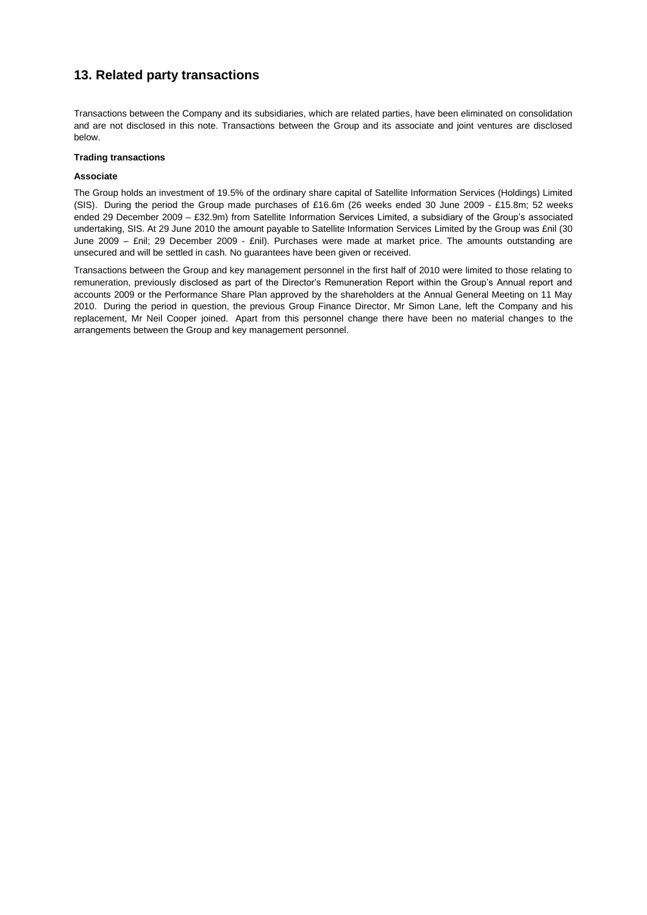## 13. Related party transactions

Transactions between the Company and its subsidiaries, which are related parties, have been eliminated on consolidation and are not disclosed in this note. Transactions between the Group and its associate and joint ventures are disclosed below.

**Trading transactions**

**Associate**

The Group holds an investment of 19.5% of the ordinary share capital of Satellite Information Services (Holdings) Limited (SIS). During the period the Group made purchases of £16.6m (26 weeks ended 30 June 2009 - £15.8m; 52 weeks ended 29 December 2009 – £32.9m) from Satellite Information Services Limited, a subsidiary of the Group's associated undertaking, SIS. At 29 June 2010 the amount payable to Satellite Information Services Limited by the Group was £nil (30 June 2009 – £nil; 29 December 2009 - £nil). Purchases were made at market price. The amounts outstanding are unsecured and will be settled in cash. No guarantees have been given or received.

Transactions between the Group and key management personnel in the first half of 2010 were limited to those relating to remuneration, previously disclosed as part of the Director's Remuneration Report within the Group's Annual report and accounts 2009 or the Performance Share Plan approved by the shareholders at the Annual General Meeting on 11 May 2010. During the period in question, the previous Group Finance Director, Mr Simon Lane, left the Company and his replacement, Mr Neil Cooper joined. Apart from this personnel change there have been no material changes to the arrangements between the Group and key management personnel.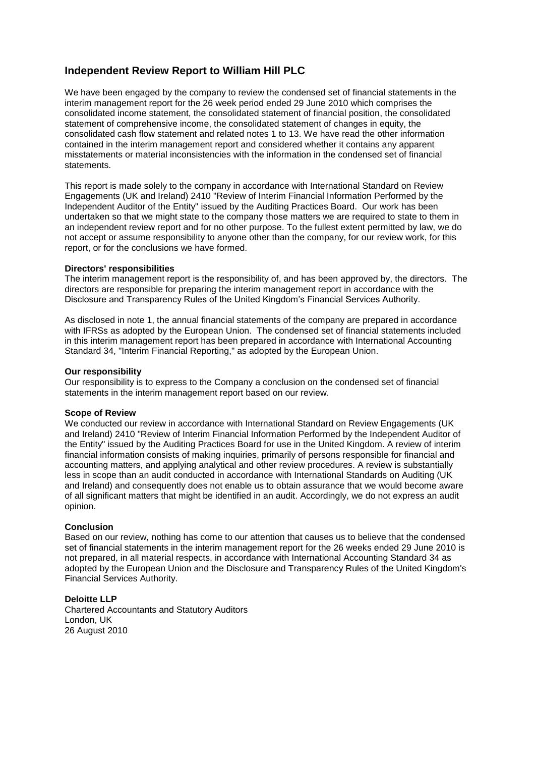## Independent Review Report to William Hill PLC

We have been engaged by the company to review the condensed set of financial statements in the interim management report for the 26 week period ended 29 June 2010 which comprises the consolidated income statement, the consolidated statement of financial position, the consolidated statement of comprehensive income, the consolidated statement of changes in equity, the consolidated cash flow statement and related notes 1 to 13. We have read the other information contained in the interim management report and considered whether it contains any apparent misstatements or material inconsistencies with the information in the condensed set of financial statements.

This report is made solely to the company in accordance with International Standard on Review Engagements (UK and Ireland) 2410 "Review of Interim Financial Information Performed by the Independent Auditor of the Entity" issued by the Auditing Practices Board. Our work has been undertaken so that we might state to the company those matters we are required to state to them in an independent review report and for no other purpose. To the fullest extent permitted by law, we do not accept or assume responsibility to anyone other than the company, for our review work, for this report, or for the conclusions we have formed.

**Directors' responsibilities**
The interim management report is the responsibility of, and has been approved by, the directors. The directors are responsible for preparing the interim management report in accordance with the Disclosure and Transparency Rules of the United Kingdom's Financial Services Authority.

As disclosed in note 1, the annual financial statements of the company are prepared in accordance with IFRSs as adopted by the European Union. The condensed set of financial statements included in this interim management report has been prepared in accordance with International Accounting Standard 34, "Interim Financial Reporting," as adopted by the European Union.

**Our responsibility**
Our responsibility is to express to the Company a conclusion on the condensed set of financial statements in the interim management report based on our review.

**Scope of Review**
We conducted our review in accordance with International Standard on Review Engagements (UK and Ireland) 2410 "Review of Interim Financial Information Performed by the Independent Auditor of the Entity" issued by the Auditing Practices Board for use in the United Kingdom. A review of interim financial information consists of making inquiries, primarily of persons responsible for financial and accounting matters, and applying analytical and other review procedures. A review is substantially less in scope than an audit conducted in accordance with International Standards on Auditing (UK and Ireland) and consequently does not enable us to obtain assurance that we would become aware of all significant matters that might be identified in an audit. Accordingly, we do not express an audit opinion.

**Conclusion**
Based on our review, nothing has come to our attention that causes us to believe that the condensed set of financial statements in the interim management report for the 26 weeks ended 29 June 2010 is not prepared, in all material respects, in accordance with International Accounting Standard 34 as adopted by the European Union and the Disclosure and Transparency Rules of the United Kingdom's Financial Services Authority.

**Deloitte LLP**
Chartered Accountants and Statutory Auditors
London, UK
26 August 2010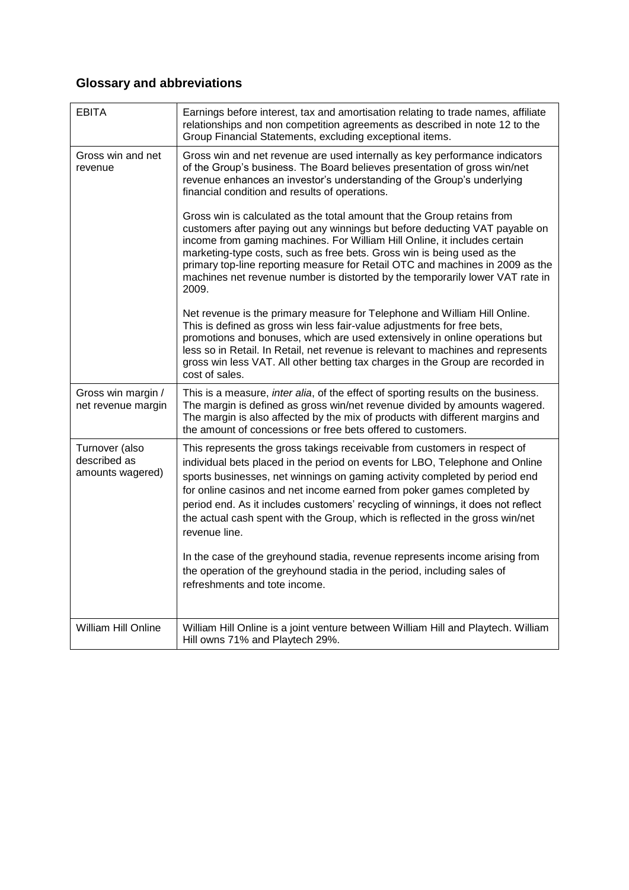## Glossary and abbreviations

| | |
|---|---|
| EBITA | Earnings before interest, tax and amortisation relating to trade names, affiliate relationships and non competition agreements as described in note 12 to the Group Financial Statements, excluding exceptional items. |
| Gross win and net revenue | Gross win and net revenue are used internally as key performance indicators of the Group's business. The Board believes presentation of gross win/net revenue enhances an investor's understanding of the Group's underlying financial condition and results of operations.<br><br>Gross win is calculated as the total amount that the Group retains from customers after paying out any winnings but before deducting VAT payable on income from gaming machines. For William Hill Online, it includes certain marketing-type costs, such as free bets. Gross win is being used as the primary top-line reporting measure for Retail OTC and machines in 2009 as the machines net revenue number is distorted by the temporarily lower VAT rate in 2009.<br><br>Net revenue is the primary measure for Telephone and William Hill Online. This is defined as gross win less fair-value adjustments for free bets, promotions and bonuses, which are used extensively in online operations but less so in Retail. In Retail, net revenue is relevant to machines and represents gross win less VAT. All other betting tax charges in the Group are recorded in cost of sales. |
| Gross win margin / net revenue margin | This is a measure, *inter alia*, of the effect of sporting results on the business. The margin is defined as gross win/net revenue divided by amounts wagered. The margin is also affected by the mix of products with different margins and the amount of concessions or free bets offered to customers. |
| Turnover (also described as amounts wagered) | This represents the gross takings receivable from customers in respect of individual bets placed in the period on events for LBO, Telephone and Online sports businesses, net winnings on gaming activity completed by period end for online casinos and net income earned from poker games completed by period end. As it includes customers' recycling of winnings, it does not reflect the actual cash spent with the Group, which is reflected in the gross win/net revenue line.<br><br>In the case of the greyhound stadia, revenue represents income arising from the operation of the greyhound stadia in the period, including sales of refreshments and tote income. |
| William Hill Online | William Hill Online is a joint venture between William Hill and Playtech. William Hill owns 71% and Playtech 29%. |